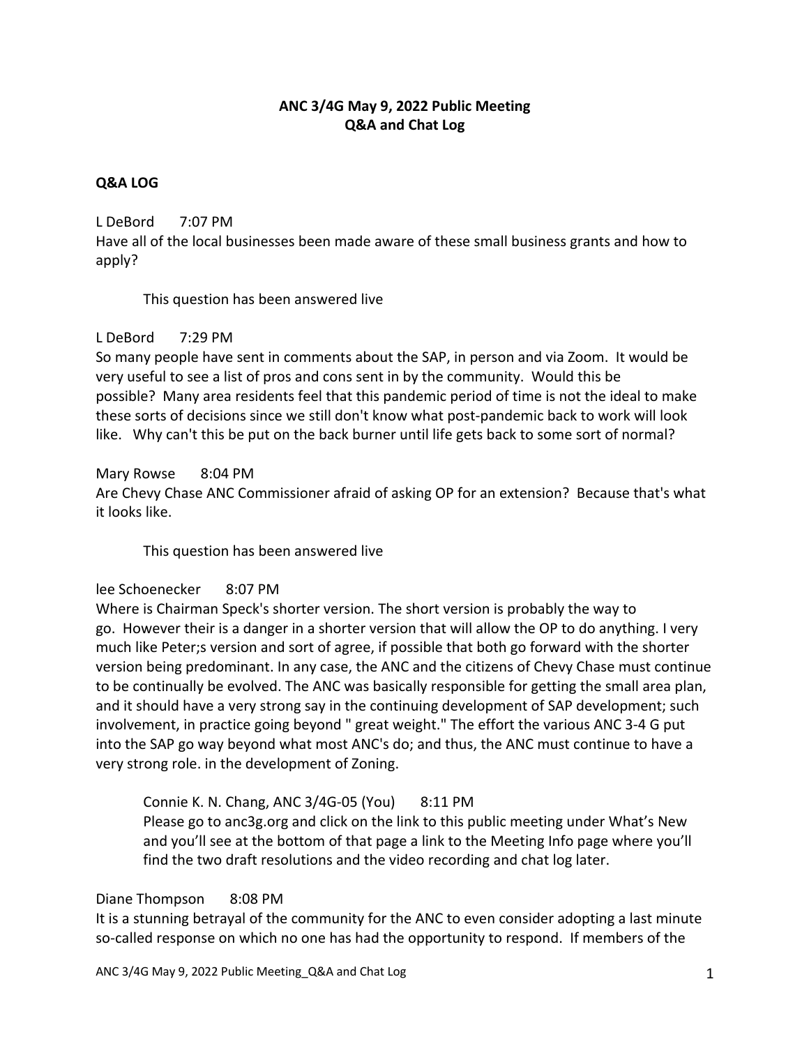**ANC 3/4G May 9, 2022 Public Meeting**
**Q&A and Chat Log**

**Q&A LOG**

L DeBord 7:07 PM
Have all of the local businesses been made aware of these small business grants and how to apply?

> This question has been answered live

L DeBord 7:29 PM
So many people have sent in comments about the SAP, in person and via Zoom. It would be very useful to see a list of pros and cons sent in by the community. Would this be possible? Many area residents feel that this pandemic period of time is not the ideal to make these sorts of decisions since we still don't know what post-pandemic back to work will look like. Why can't this be put on the back burner until life gets back to some sort of normal?

Mary Rowse 8:04 PM
Are Chevy Chase ANC Commissioner afraid of asking OP for an extension? Because that's what it looks like.

> This question has been answered live

lee Schoenecker 8:07 PM
Where is Chairman Speck's shorter version. The short version is probably the way to go. However their is a danger in a shorter version that will allow the OP to do anything. I very much like Peter;s version and sort of agree, if possible that both go forward with the shorter version being predominant. In any case, the ANC and the citizens of Chevy Chase must continue to be continually be evolved. The ANC was basically responsible for getting the small area plan, and it should have a very strong say in the continuing development of SAP development; such involvement, in practice going beyond " great weight." The effort the various ANC 3-4 G put into the SAP go way beyond what most ANC's do; and thus, the ANC must continue to have a very strong role. in the development of Zoning.

> Connie K. N. Chang, ANC 3/4G-05 (You) 8:11 PM
> Please go to anc3g.org and click on the link to this public meeting under What's New and you'll see at the bottom of that page a link to the Meeting Info page where you'll find the two draft resolutions and the video recording and chat log later.

Diane Thompson 8:08 PM
It is a stunning betrayal of the community for the ANC to even consider adopting a last minute so-called response on which no one has had the opportunity to respond. If members of the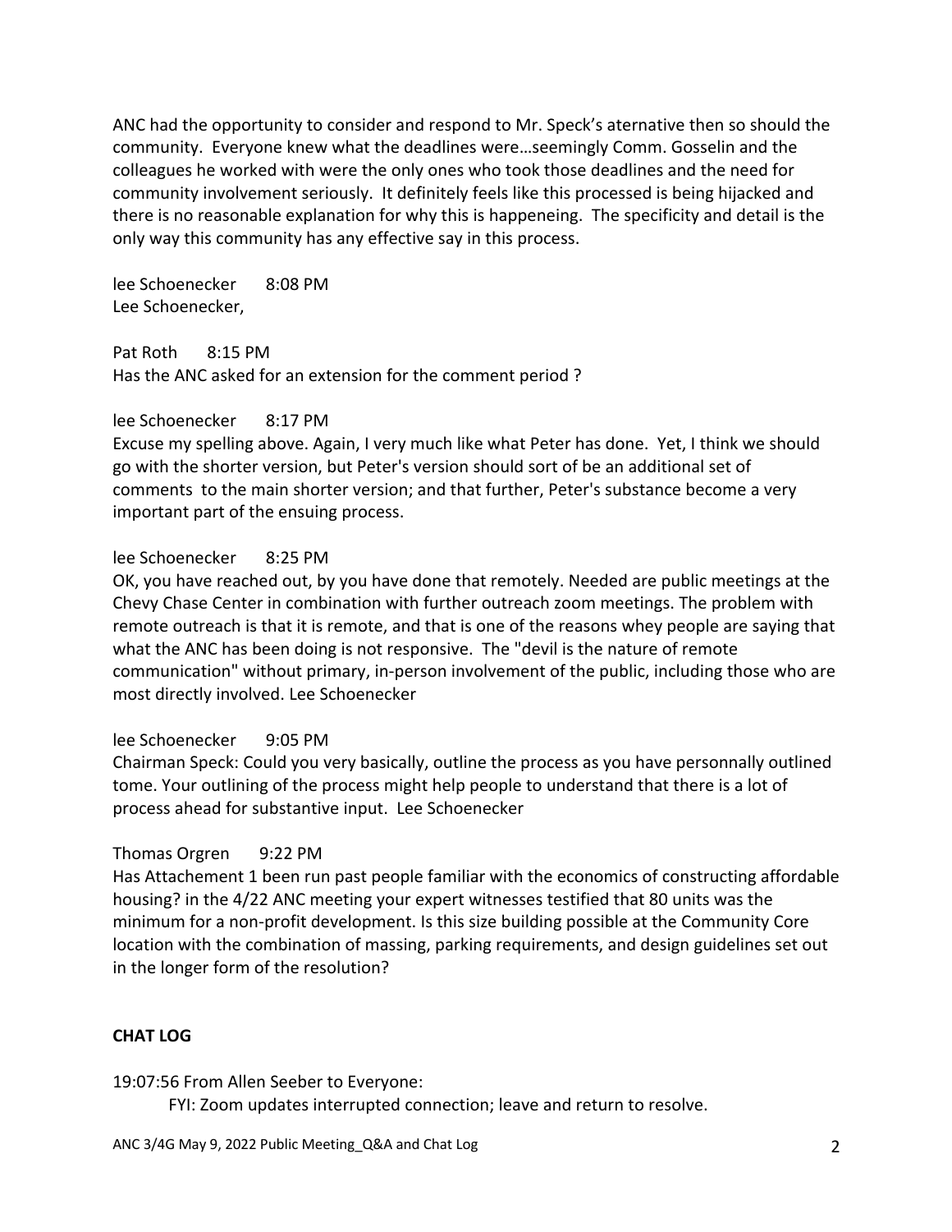ANC had the opportunity to consider and respond to Mr. Speck's aternative then so should the community. Everyone knew what the deadlines were…seemingly Comm. Gosselin and the colleagues he worked with were the only ones who took those deadlines and the need for community involvement seriously. It definitely feels like this processed is being hijacked and there is no reasonable explanation for why this is happeneing. The specificity and detail is the only way this community has any effective say in this process.

lee Schoenecker 8:08 PM
Lee Schoenecker,

Pat Roth 8:15 PM
Has the ANC asked for an extension for the comment period ?

lee Schoenecker 8:17 PM
Excuse my spelling above. Again, I very much like what Peter has done. Yet, I think we should go with the shorter version, but Peter's version should sort of be an additional set of comments to the main shorter version; and that further, Peter's substance become a very important part of the ensuing process.

lee Schoenecker 8:25 PM
OK, you have reached out, by you have done that remotely. Needed are public meetings at the Chevy Chase Center in combination with further outreach zoom meetings. The problem with remote outreach is that it is remote, and that is one of the reasons whey people are saying that what the ANC has been doing is not responsive. The "devil is the nature of remote communication" without primary, in-person involvement of the public, including those who are most directly involved. Lee Schoenecker

lee Schoenecker 9:05 PM
Chairman Speck: Could you very basically, outline the process as you have personnally outlined tome. Your outlining of the process might help people to understand that there is a lot of process ahead for substantive input. Lee Schoenecker

Thomas Orgren 9:22 PM
Has Attachement 1 been run past people familiar with the economics of constructing affordable housing? in the 4/22 ANC meeting your expert witnesses testified that 80 units was the minimum for a non-profit development. Is this size building possible at the Community Core location with the combination of massing, parking requirements, and design guidelines set out in the longer form of the resolution?

**CHAT LOG**

19:07:56 From Allen Seeber to Everyone:

FYI: Zoom updates interrupted connection; leave and return to resolve.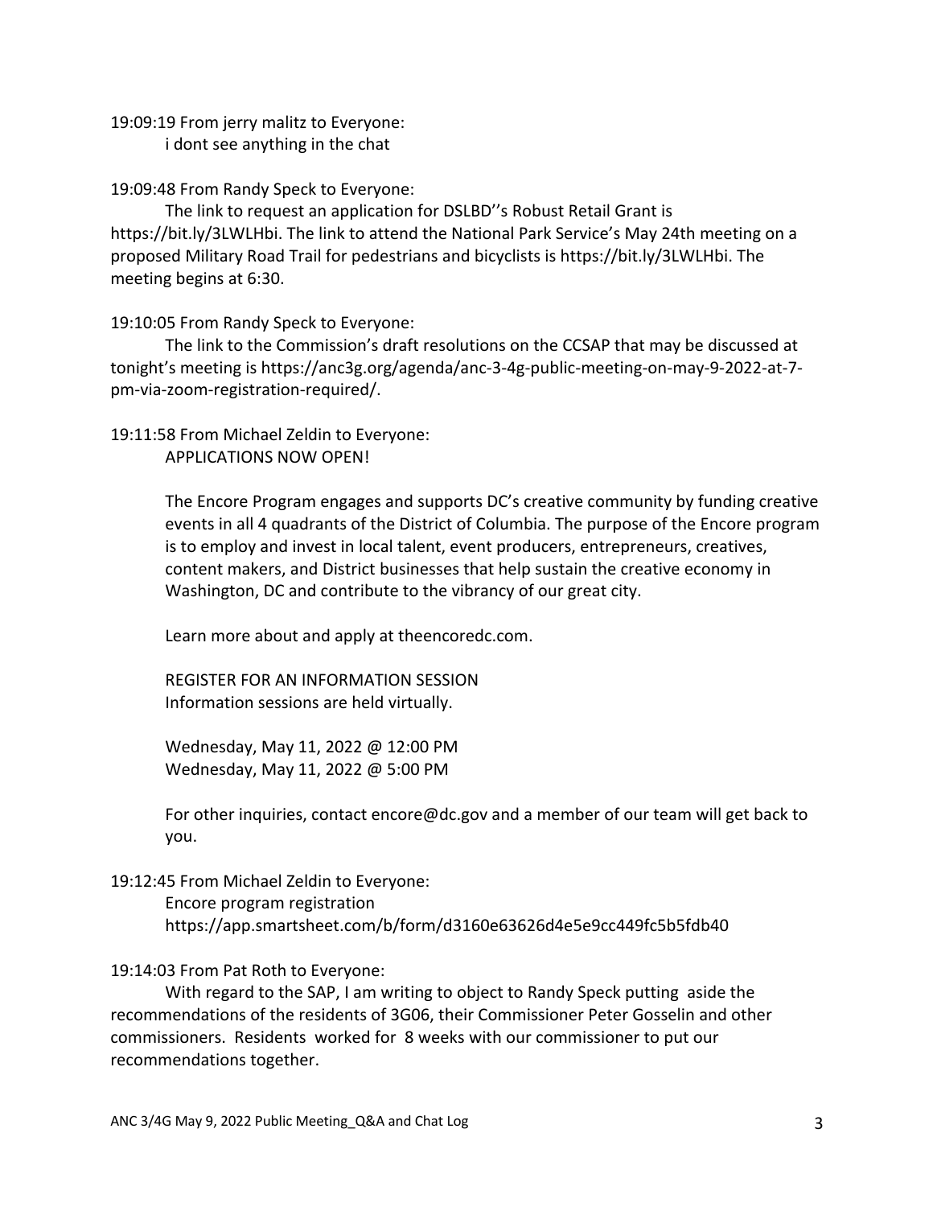19:09:19 From jerry malitz to Everyone:
i dont see anything in the chat

19:09:48 From Randy Speck to Everyone:
The link to request an application for DSLBD''s Robust Retail Grant is https://bit.ly/3LWLHbi. The link to attend the National Park Service's May 24th meeting on a proposed Military Road Trail for pedestrians and bicyclists is https://bit.ly/3LWLHbi. The meeting begins at 6:30.

19:10:05 From Randy Speck to Everyone:
The link to the Commission's draft resolutions on the CCSAP that may be discussed at tonight's meeting is https://anc3g.org/agenda/anc-3-4g-public-meeting-on-may-9-2022-at-7-pm-via-zoom-registration-required/.

19:11:58 From Michael Zeldin to Everyone:
APPLICATIONS NOW OPEN!

The Encore Program engages and supports DC's creative community by funding creative events in all 4 quadrants of the District of Columbia. The purpose of the Encore program is to employ and invest in local talent, event producers, entrepreneurs, creatives, content makers, and District businesses that help sustain the creative economy in Washington, DC and contribute to the vibrancy of our great city.

Learn more about and apply at theencoredc.com.

REGISTER FOR AN INFORMATION SESSION
Information sessions are held virtually.

Wednesday, May 11, 2022 @ 12:00 PM
Wednesday, May 11, 2022 @ 5:00 PM

For other inquiries, contact encore@dc.gov and a member of our team will get back to you.

19:12:45 From Michael Zeldin to Everyone:
Encore program registration
https://app.smartsheet.com/b/form/d3160e63626d4e5e9cc449fc5b5fdb40

19:14:03 From Pat Roth to Everyone:
With regard to the SAP, I am writing to object to Randy Speck putting aside the recommendations of the residents of 3G06, their Commissioner Peter Gosselin and other commissioners. Residents worked for 8 weeks with our commissioner to put our recommendations together.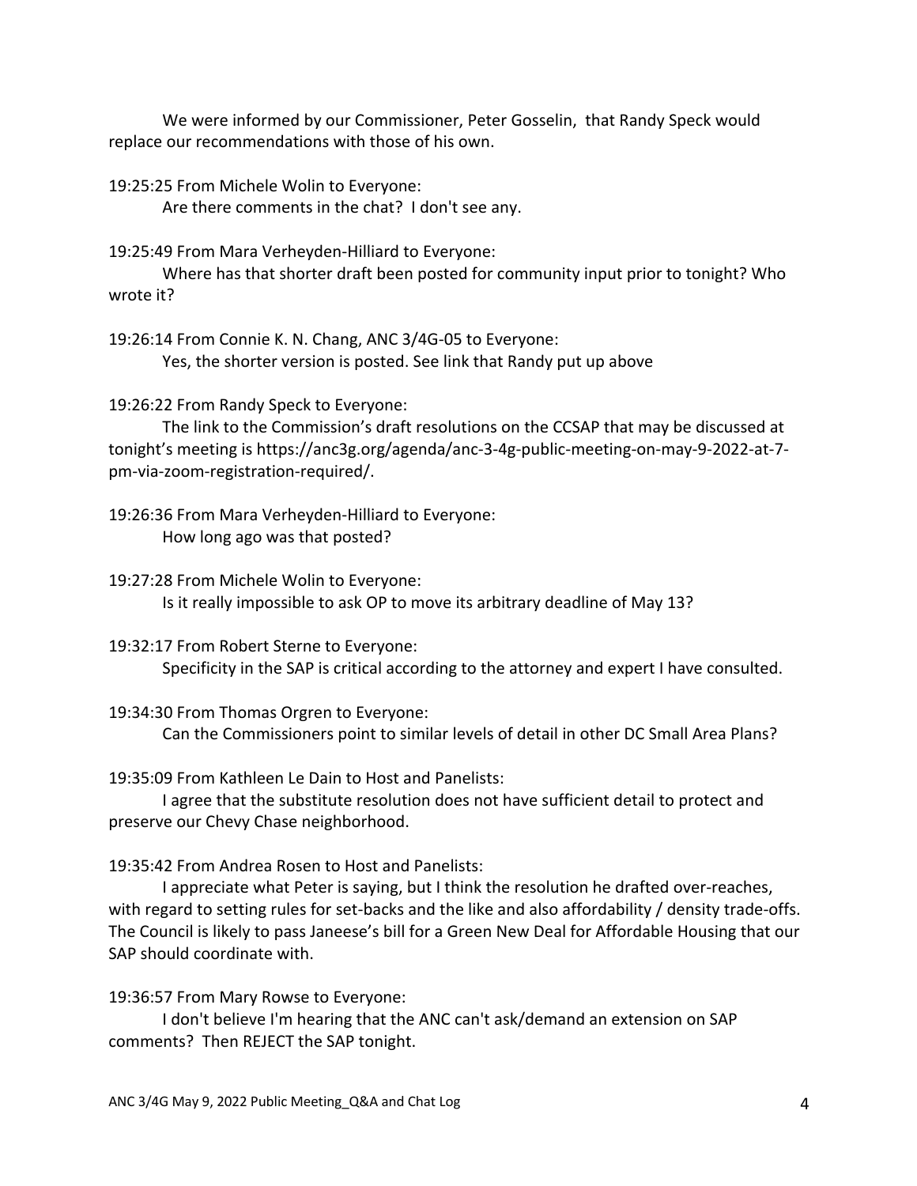We were informed by our Commissioner, Peter Gosselin, that Randy Speck would replace our recommendations with those of his own.

19:25:25 From Michele Wolin to Everyone:

Are there comments in the chat? I don't see any.

19:25:49 From Mara Verheyden-Hilliard to Everyone:

Where has that shorter draft been posted for community input prior to tonight? Who wrote it?

19:26:14 From Connie K. N. Chang, ANC 3/4G-05 to Everyone:

Yes, the shorter version is posted. See link that Randy put up above

19:26:22 From Randy Speck to Everyone:

The link to the Commission's draft resolutions on the CCSAP that may be discussed at tonight's meeting is https://anc3g.org/agenda/anc-3-4g-public-meeting-on-may-9-2022-at-7-pm-via-zoom-registration-required/.

19:26:36 From Mara Verheyden-Hilliard to Everyone:

How long ago was that posted?

19:27:28 From Michele Wolin to Everyone:

Is it really impossible to ask OP to move its arbitrary deadline of May 13?

19:32:17 From Robert Sterne to Everyone:

Specificity in the SAP is critical according to the attorney and expert I have consulted.

19:34:30 From Thomas Orgren to Everyone:

Can the Commissioners point to similar levels of detail in other DC Small Area Plans?

19:35:09 From Kathleen Le Dain to Host and Panelists:

I agree that the substitute resolution does not have sufficient detail to protect and preserve our Chevy Chase neighborhood.

19:35:42 From Andrea Rosen to Host and Panelists:

I appreciate what Peter is saying, but I think the resolution he drafted over-reaches, with regard to setting rules for set-backs and the like and also affordability / density trade-offs. The Council is likely to pass Janeese's bill for a Green New Deal for Affordable Housing that our SAP should coordinate with.

19:36:57 From Mary Rowse to Everyone:

I don't believe I'm hearing that the ANC can't ask/demand an extension on SAP comments? Then REJECT the SAP tonight.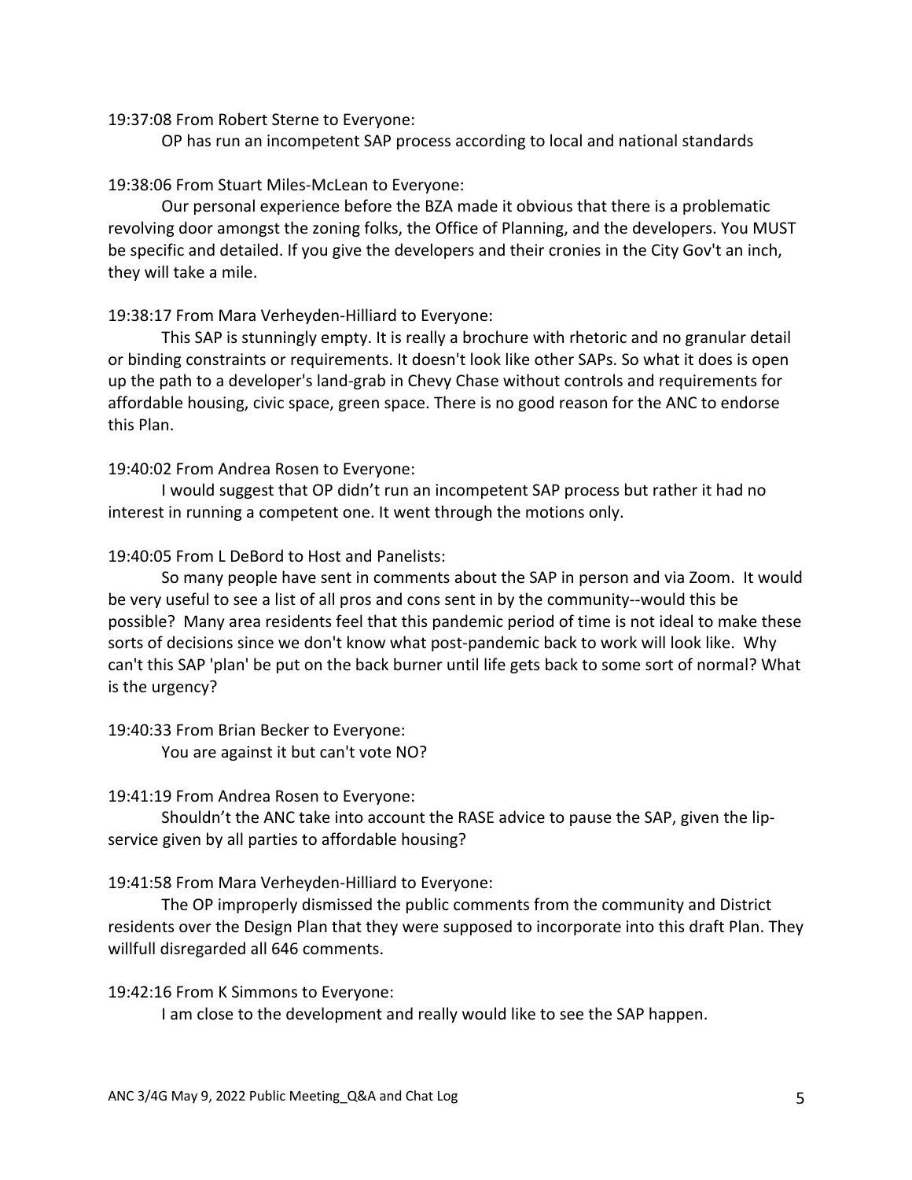19:37:08 From Robert Sterne to Everyone:

OP has run an incompetent SAP process according to local and national standards

19:38:06 From Stuart Miles-McLean to Everyone:

Our personal experience before the BZA made it obvious that there is a problematic revolving door amongst the zoning folks, the Office of Planning, and the developers. You MUST be specific and detailed. If you give the developers and their cronies in the City Gov't an inch, they will take a mile.

19:38:17 From Mara Verheyden-Hilliard to Everyone:

This SAP is stunningly empty. It is really a brochure with rhetoric and no granular detail or binding constraints or requirements. It doesn't look like other SAPs. So what it does is open up the path to a developer's land-grab in Chevy Chase without controls and requirements for affordable housing, civic space, green space. There is no good reason for the ANC to endorse this Plan.

19:40:02 From Andrea Rosen to Everyone:

I would suggest that OP didn't run an incompetent SAP process but rather it had no interest in running a competent one. It went through the motions only.

19:40:05 From L DeBord to Host and Panelists:

So many people have sent in comments about the SAP in person and via Zoom. It would be very useful to see a list of all pros and cons sent in by the community--would this be possible? Many area residents feel that this pandemic period of time is not ideal to make these sorts of decisions since we don't know what post-pandemic back to work will look like. Why can't this SAP 'plan' be put on the back burner until life gets back to some sort of normal? What is the urgency?

19:40:33 From Brian Becker to Everyone:

You are against it but can't vote NO?

19:41:19 From Andrea Rosen to Everyone:

Shouldn't the ANC take into account the RASE advice to pause the SAP, given the lip-service given by all parties to affordable housing?

19:41:58 From Mara Verheyden-Hilliard to Everyone:

The OP improperly dismissed the public comments from the community and District residents over the Design Plan that they were supposed to incorporate into this draft Plan. They willfull disregarded all 646 comments.

19:42:16 From K Simmons to Everyone:

I am close to the development and really would like to see the SAP happen.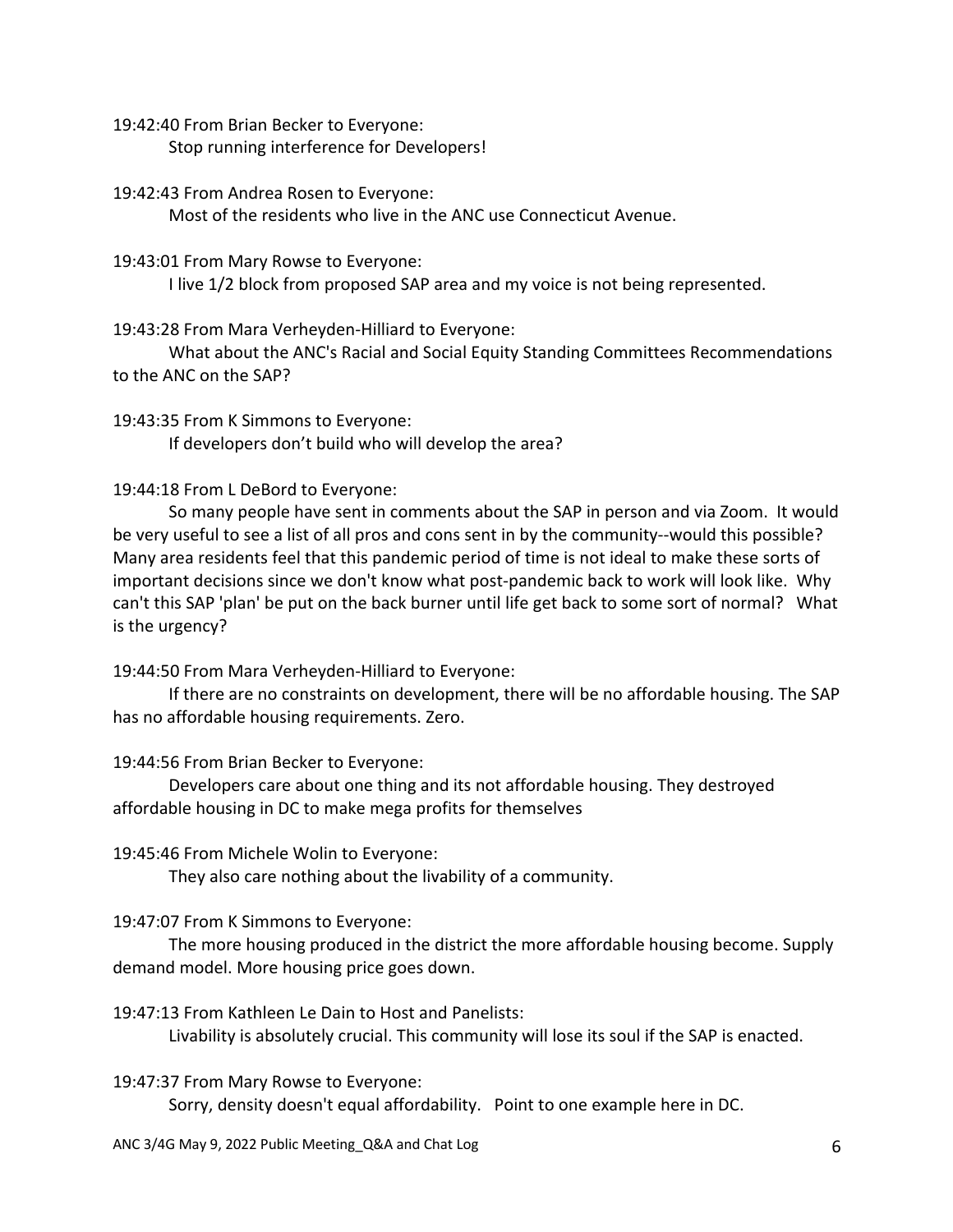19:42:40 From Brian Becker to Everyone:

Stop running interference for Developers!

19:42:43 From Andrea Rosen to Everyone:

Most of the residents who live in the ANC use Connecticut Avenue.

19:43:01 From Mary Rowse to Everyone:

I live 1/2 block from proposed SAP area and my voice is not being represented.

19:43:28 From Mara Verheyden-Hilliard to Everyone:

What about the ANC's Racial and Social Equity Standing Committees Recommendations to the ANC on the SAP?

19:43:35 From K Simmons to Everyone:

If developers don't build who will develop the area?

19:44:18 From L DeBord to Everyone:

So many people have sent in comments about the SAP in person and via Zoom. It would be very useful to see a list of all pros and cons sent in by the community--would this possible? Many area residents feel that this pandemic period of time is not ideal to make these sorts of important decisions since we don't know what post-pandemic back to work will look like. Why can't this SAP 'plan' be put on the back burner until life get back to some sort of normal? What is the urgency?

19:44:50 From Mara Verheyden-Hilliard to Everyone:

If there are no constraints on development, there will be no affordable housing. The SAP has no affordable housing requirements. Zero.

19:44:56 From Brian Becker to Everyone:

Developers care about one thing and its not affordable housing. They destroyed affordable housing in DC to make mega profits for themselves

19:45:46 From Michele Wolin to Everyone:

They also care nothing about the livability of a community.

19:47:07 From K Simmons to Everyone:

The more housing produced in the district the more affordable housing become. Supply demand model. More housing price goes down.

19:47:13 From Kathleen Le Dain to Host and Panelists:

Livability is absolutely crucial. This community will lose its soul if the SAP is enacted.

19:47:37 From Mary Rowse to Everyone:

Sorry, density doesn't equal affordability. Point to one example here in DC.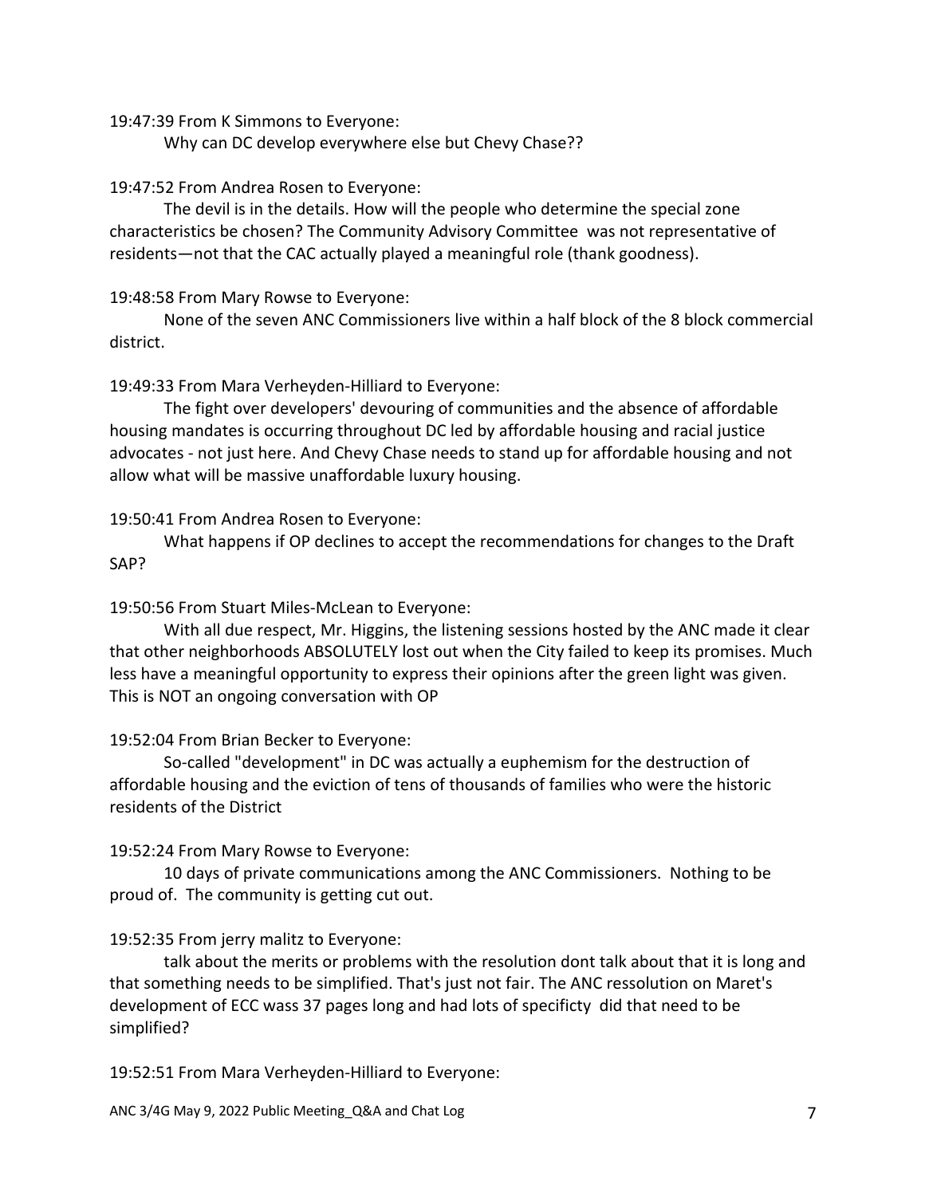19:47:39 From K Simmons to Everyone:

Why can DC develop everywhere else but Chevy Chase??

19:47:52 From Andrea Rosen to Everyone:

The devil is in the details. How will the people who determine the special zone characteristics be chosen? The Community Advisory Committee was not representative of residents—not that the CAC actually played a meaningful role (thank goodness).

19:48:58 From Mary Rowse to Everyone:

None of the seven ANC Commissioners live within a half block of the 8 block commercial district.

19:49:33 From Mara Verheyden-Hilliard to Everyone:

The fight over developers' devouring of communities and the absence of affordable housing mandates is occurring throughout DC led by affordable housing and racial justice advocates - not just here. And Chevy Chase needs to stand up for affordable housing and not allow what will be massive unaffordable luxury housing.

19:50:41 From Andrea Rosen to Everyone:

What happens if OP declines to accept the recommendations for changes to the Draft SAP?

19:50:56 From Stuart Miles-McLean to Everyone:

With all due respect, Mr. Higgins, the listening sessions hosted by the ANC made it clear that other neighborhoods ABSOLUTELY lost out when the City failed to keep its promises. Much less have a meaningful opportunity to express their opinions after the green light was given. This is NOT an ongoing conversation with OP

19:52:04 From Brian Becker to Everyone:

So-called "development" in DC was actually a euphemism for the destruction of affordable housing and the eviction of tens of thousands of families who were the historic residents of the District

19:52:24 From Mary Rowse to Everyone:

10 days of private communications among the ANC Commissioners. Nothing to be proud of. The community is getting cut out.

19:52:35 From jerry malitz to Everyone:

talk about the merits or problems with the resolution dont talk about that it is long and that something needs to be simplified. That's just not fair. The ANC ressolution on Maret's development of ECC wass 37 pages long and had lots of specificty did that need to be simplified?

19:52:51 From Mara Verheyden-Hilliard to Everyone: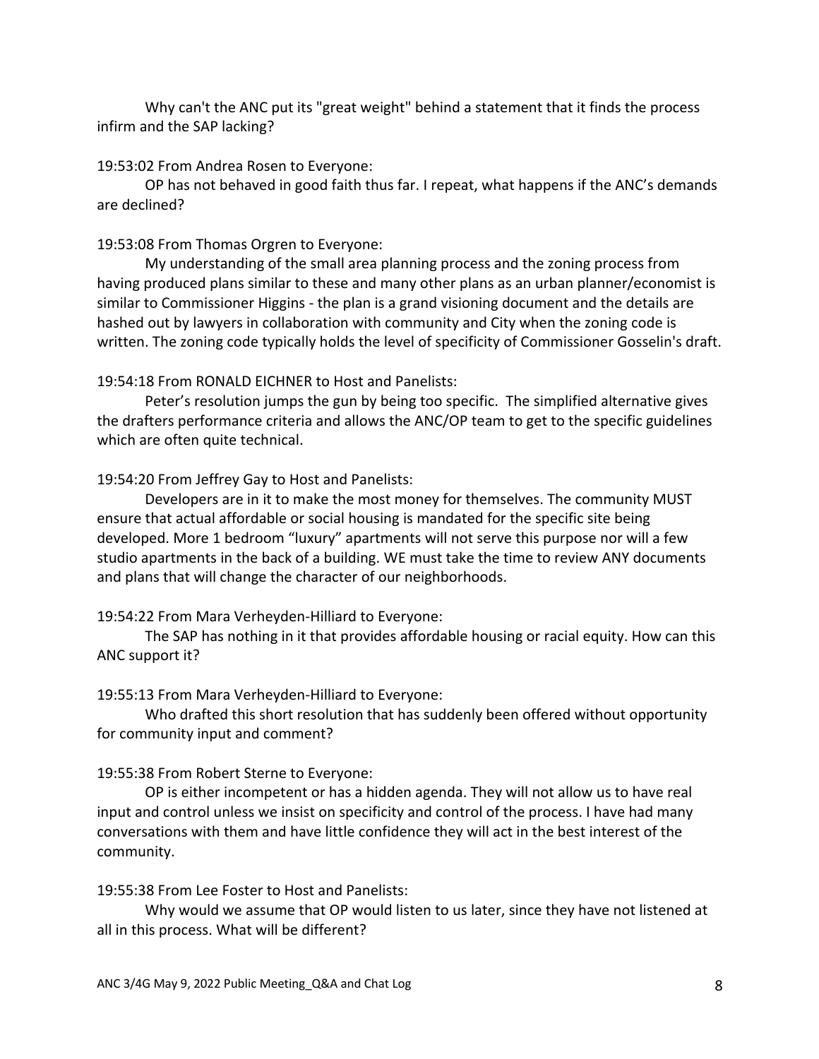Why can't the ANC put its "great weight" behind a statement that it finds the process infirm and the SAP lacking?

19:53:02 From Andrea Rosen to Everyone:

OP has not behaved in good faith thus far. I repeat, what happens if the ANC's demands are declined?

19:53:08 From Thomas Orgren to Everyone:

My understanding of the small area planning process and the zoning process from having produced plans similar to these and many other plans as an urban planner/economist is similar to Commissioner Higgins - the plan is a grand visioning document and the details are hashed out by lawyers in collaboration with community and City when the zoning code is written. The zoning code typically holds the level of specificity of Commissioner Gosselin's draft.

19:54:18 From RONALD EICHNER to Host and Panelists:

Peter's resolution jumps the gun by being too specific. The simplified alternative gives the drafters performance criteria and allows the ANC/OP team to get to the specific guidelines which are often quite technical.

19:54:20 From Jeffrey Gay to Host and Panelists:

Developers are in it to make the most money for themselves. The community MUST ensure that actual affordable or social housing is mandated for the specific site being developed. More 1 bedroom "luxury" apartments will not serve this purpose nor will a few studio apartments in the back of a building. WE must take the time to review ANY documents and plans that will change the character of our neighborhoods.

19:54:22 From Mara Verheyden-Hilliard to Everyone:

The SAP has nothing in it that provides affordable housing or racial equity. How can this ANC support it?

19:55:13 From Mara Verheyden-Hilliard to Everyone:

Who drafted this short resolution that has suddenly been offered without opportunity for community input and comment?

19:55:38 From Robert Sterne to Everyone:

OP is either incompetent or has a hidden agenda. They will not allow us to have real input and control unless we insist on specificity and control of the process. I have had many conversations with them and have little confidence they will act in the best interest of the community.

19:55:38 From Lee Foster to Host and Panelists:

Why would we assume that OP would listen to us later, since they have not listened at all in this process. What will be different?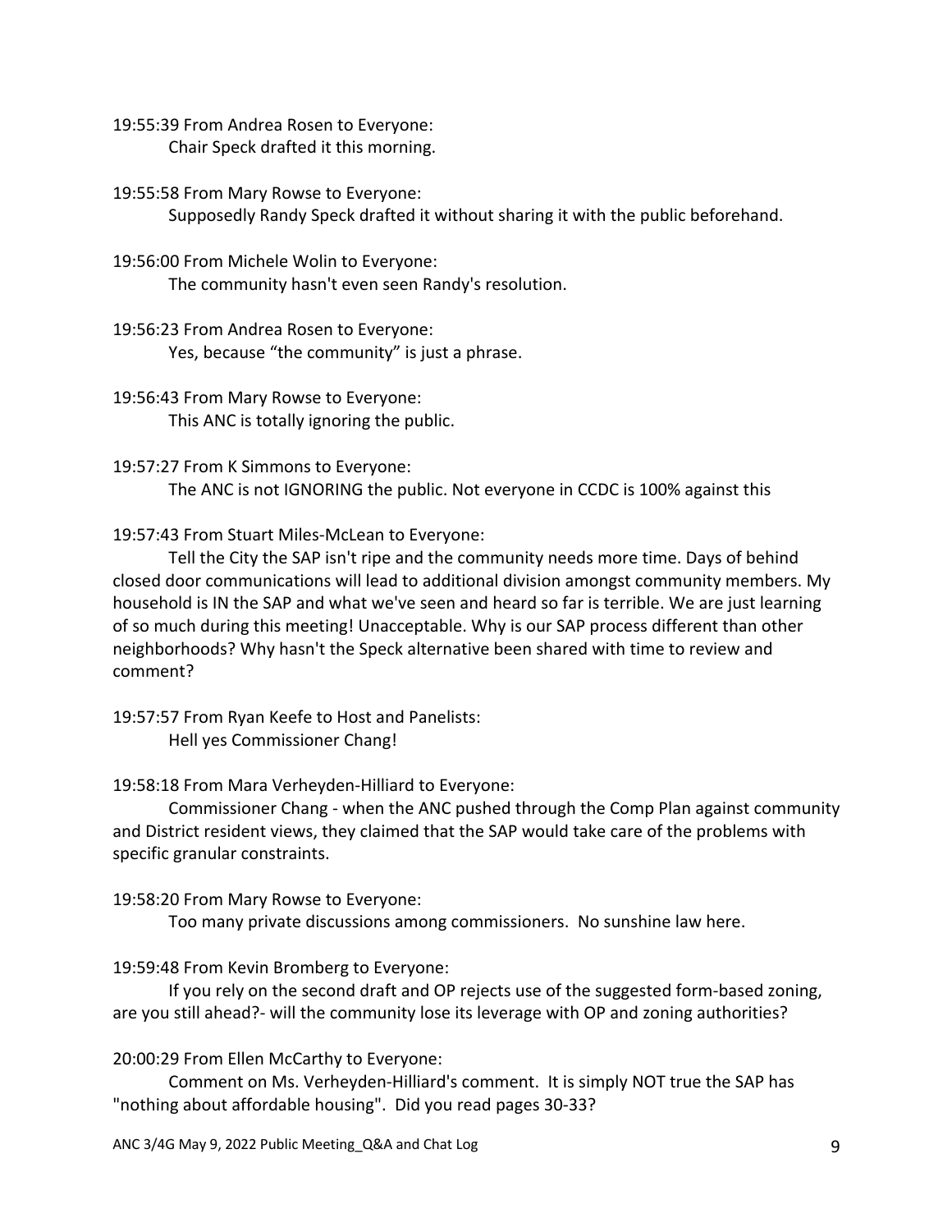19:55:39 From Andrea Rosen to Everyone:
Chair Speck drafted it this morning.

19:55:58 From Mary Rowse to Everyone:
Supposedly Randy Speck drafted it without sharing it with the public beforehand.

19:56:00 From Michele Wolin to Everyone:
The community hasn't even seen Randy's resolution.

19:56:23 From Andrea Rosen to Everyone:
Yes, because "the community" is just a phrase.

19:56:43 From Mary Rowse to Everyone:
This ANC is totally ignoring the public.

19:57:27 From K Simmons to Everyone:
The ANC is not IGNORING the public. Not everyone in CCDC is 100% against this

19:57:43 From Stuart Miles-McLean to Everyone:
Tell the City the SAP isn't ripe and the community needs more time. Days of behind closed door communications will lead to additional division amongst community members. My household is IN the SAP and what we've seen and heard so far is terrible. We are just learning of so much during this meeting! Unacceptable. Why is our SAP process different than other neighborhoods? Why hasn't the Speck alternative been shared with time to review and comment?

19:57:57 From Ryan Keefe to Host and Panelists:
Hell yes Commissioner Chang!

19:58:18 From Mara Verheyden-Hilliard to Everyone:
Commissioner Chang - when the ANC pushed through the Comp Plan against community and District resident views, they claimed that the SAP would take care of the problems with specific granular constraints.

19:58:20 From Mary Rowse to Everyone:
Too many private discussions among commissioners. No sunshine law here.

19:59:48 From Kevin Bromberg to Everyone:
If you rely on the second draft and OP rejects use of the suggested form-based zoning, are you still ahead?- will the community lose its leverage with OP and zoning authorities?

20:00:29 From Ellen McCarthy to Everyone:
Comment on Ms. Verheyden-Hilliard's comment. It is simply NOT true the SAP has "nothing about affordable housing". Did you read pages 30-33?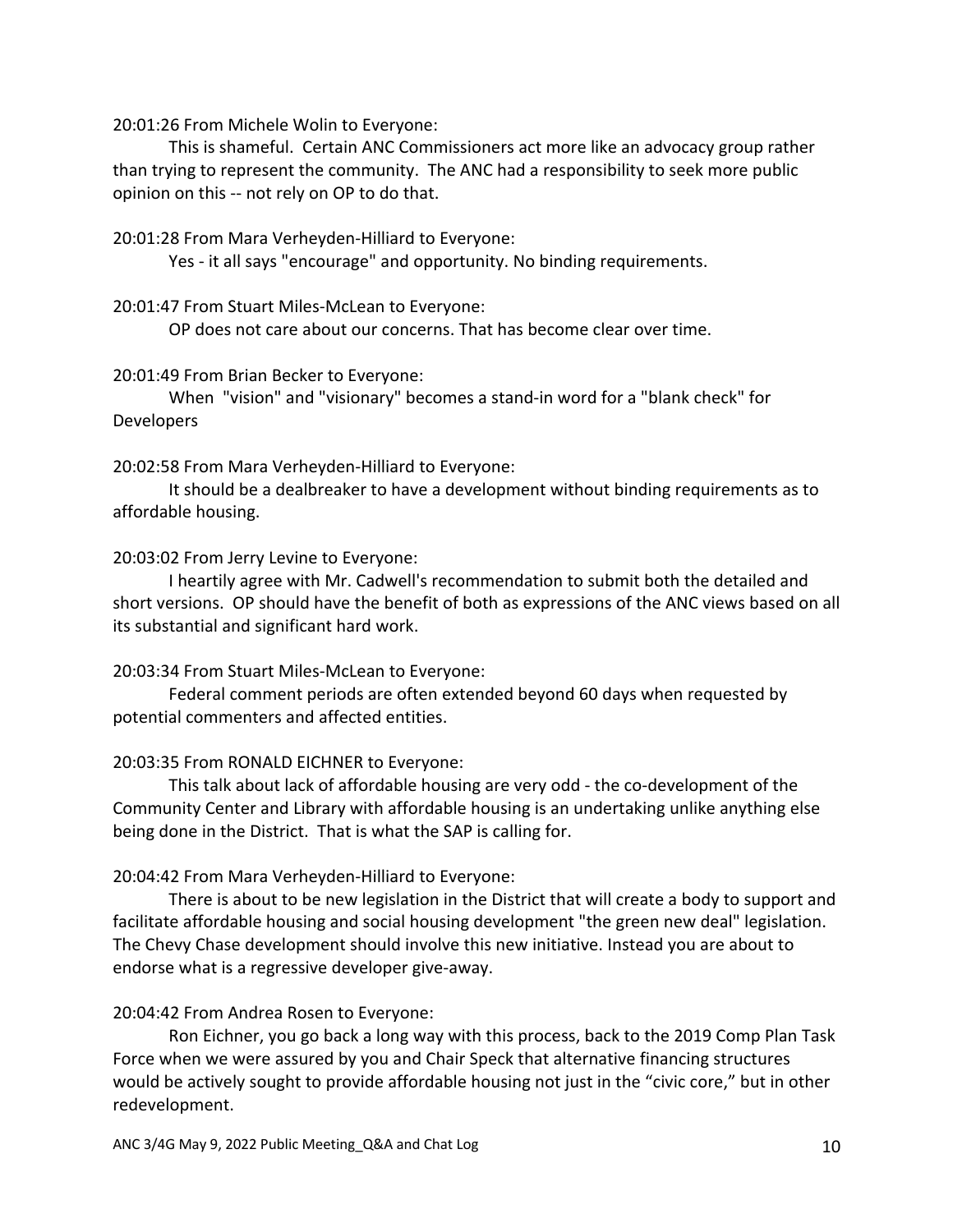20:01:26 From Michele Wolin to Everyone:

This is shameful. Certain ANC Commissioners act more like an advocacy group rather than trying to represent the community. The ANC had a responsibility to seek more public opinion on this -- not rely on OP to do that.

20:01:28 From Mara Verheyden-Hilliard to Everyone:

Yes - it all says "encourage" and opportunity. No binding requirements.

20:01:47 From Stuart Miles-McLean to Everyone:

OP does not care about our concerns. That has become clear over time.

20:01:49 From Brian Becker to Everyone:

When "vision" and "visionary" becomes a stand-in word for a "blank check" for Developers

20:02:58 From Mara Verheyden-Hilliard to Everyone:

It should be a dealbreaker to have a development without binding requirements as to affordable housing.

20:03:02 From Jerry Levine to Everyone:

I heartily agree with Mr. Cadwell's recommendation to submit both the detailed and short versions. OP should have the benefit of both as expressions of the ANC views based on all its substantial and significant hard work.

20:03:34 From Stuart Miles-McLean to Everyone:

Federal comment periods are often extended beyond 60 days when requested by potential commenters and affected entities.

20:03:35 From RONALD EICHNER to Everyone:

This talk about lack of affordable housing are very odd - the co-development of the Community Center and Library with affordable housing is an undertaking unlike anything else being done in the District. That is what the SAP is calling for.

20:04:42 From Mara Verheyden-Hilliard to Everyone:

There is about to be new legislation in the District that will create a body to support and facilitate affordable housing and social housing development "the green new deal" legislation. The Chevy Chase development should involve this new initiative. Instead you are about to endorse what is a regressive developer give-away.

20:04:42 From Andrea Rosen to Everyone:

Ron Eichner, you go back a long way with this process, back to the 2019 Comp Plan Task Force when we were assured by you and Chair Speck that alternative financing structures would be actively sought to provide affordable housing not just in the "civic core," but in other redevelopment.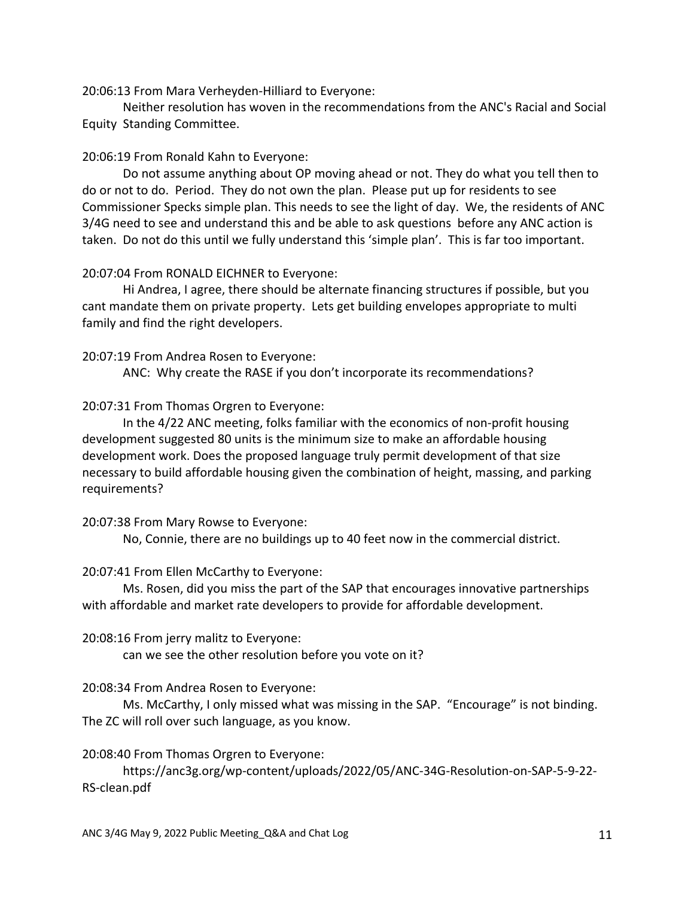20:06:13 From Mara Verheyden-Hilliard to Everyone:

Neither resolution has woven in the recommendations from the ANC's Racial and Social Equity Standing Committee.

20:06:19 From Ronald Kahn to Everyone:

Do not assume anything about OP moving ahead or not. They do what you tell then to do or not to do. Period. They do not own the plan. Please put up for residents to see Commissioner Specks simple plan. This needs to see the light of day. We, the residents of ANC 3/4G need to see and understand this and be able to ask questions before any ANC action is taken. Do not do this until we fully understand this 'simple plan'. This is far too important.

20:07:04 From RONALD EICHNER to Everyone:

Hi Andrea, I agree, there should be alternate financing structures if possible, but you cant mandate them on private property. Lets get building envelopes appropriate to multi family and find the right developers.

20:07:19 From Andrea Rosen to Everyone:

ANC: Why create the RASE if you don't incorporate its recommendations?

20:07:31 From Thomas Orgren to Everyone:

In the 4/22 ANC meeting, folks familiar with the economics of non-profit housing development suggested 80 units is the minimum size to make an affordable housing development work. Does the proposed language truly permit development of that size necessary to build affordable housing given the combination of height, massing, and parking requirements?

20:07:38 From Mary Rowse to Everyone:

No, Connie, there are no buildings up to 40 feet now in the commercial district.

20:07:41 From Ellen McCarthy to Everyone:

Ms. Rosen, did you miss the part of the SAP that encourages innovative partnerships with affordable and market rate developers to provide for affordable development.

20:08:16 From jerry malitz to Everyone:

can we see the other resolution before you vote on it?

20:08:34 From Andrea Rosen to Everyone:

Ms. McCarthy, I only missed what was missing in the SAP. "Encourage" is not binding. The ZC will roll over such language, as you know.

20:08:40 From Thomas Orgren to Everyone:

https://anc3g.org/wp-content/uploads/2022/05/ANC-34G-Resolution-on-SAP-5-9-22-RS-clean.pdf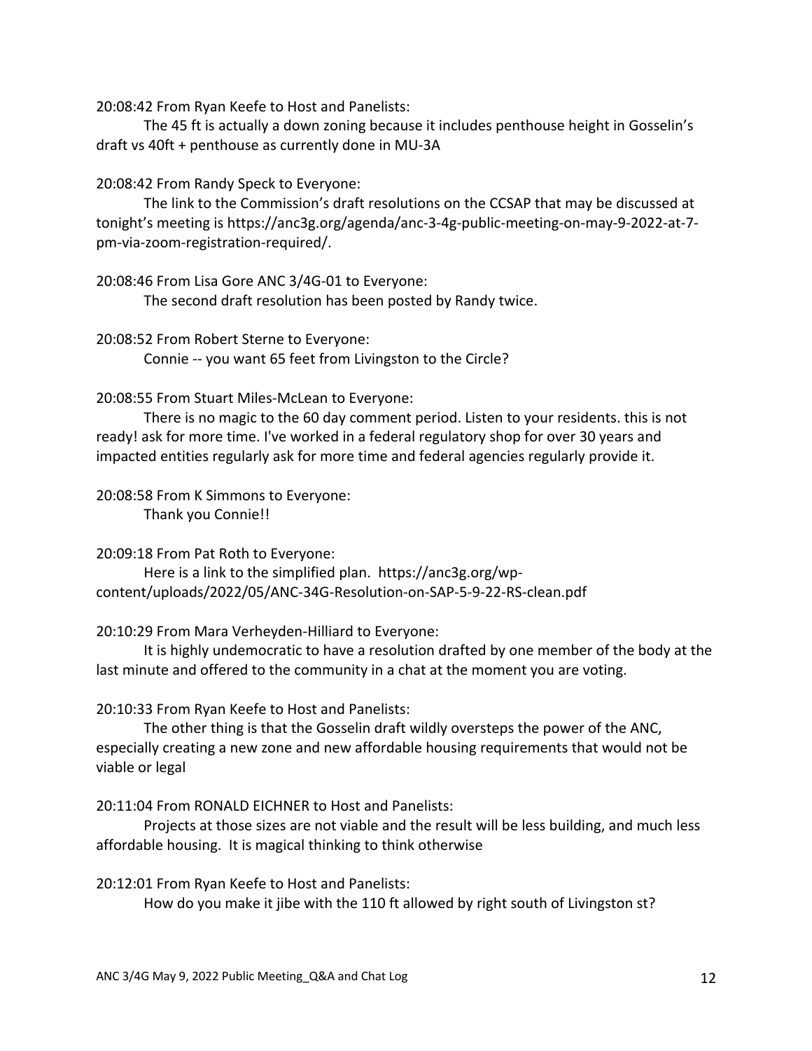20:08:42 From Ryan Keefe to Host and Panelists:

The 45 ft is actually a down zoning because it includes penthouse height in Gosselin's draft vs 40ft + penthouse as currently done in MU-3A

20:08:42 From Randy Speck to Everyone:

The link to the Commission's draft resolutions on the CCSAP that may be discussed at tonight's meeting is https://anc3g.org/agenda/anc-3-4g-public-meeting-on-may-9-2022-at-7-pm-via-zoom-registration-required/.

20:08:46 From Lisa Gore ANC 3/4G-01 to Everyone:

The second draft resolution has been posted by Randy twice.

20:08:52 From Robert Sterne to Everyone:

Connie -- you want 65 feet from Livingston to the Circle?

20:08:55 From Stuart Miles-McLean to Everyone:

There is no magic to the 60 day comment period. Listen to your residents. this is not ready! ask for more time. I've worked in a federal regulatory shop for over 30 years and impacted entities regularly ask for more time and federal agencies regularly provide it.

20:08:58 From K Simmons to Everyone:

Thank you Connie!!

20:09:18 From Pat Roth to Everyone:

Here is a link to the simplified plan. https://anc3g.org/wp-content/uploads/2022/05/ANC-34G-Resolution-on-SAP-5-9-22-RS-clean.pdf

20:10:29 From Mara Verheyden-Hilliard to Everyone:

It is highly undemocratic to have a resolution drafted by one member of the body at the last minute and offered to the community in a chat at the moment you are voting.

20:10:33 From Ryan Keefe to Host and Panelists:

The other thing is that the Gosselin draft wildly oversteps the power of the ANC, especially creating a new zone and new affordable housing requirements that would not be viable or legal

20:11:04 From RONALD EICHNER to Host and Panelists:

Projects at those sizes are not viable and the result will be less building, and much less affordable housing. It is magical thinking to think otherwise

20:12:01 From Ryan Keefe to Host and Panelists:

How do you make it jibe with the 110 ft allowed by right south of Livingston st?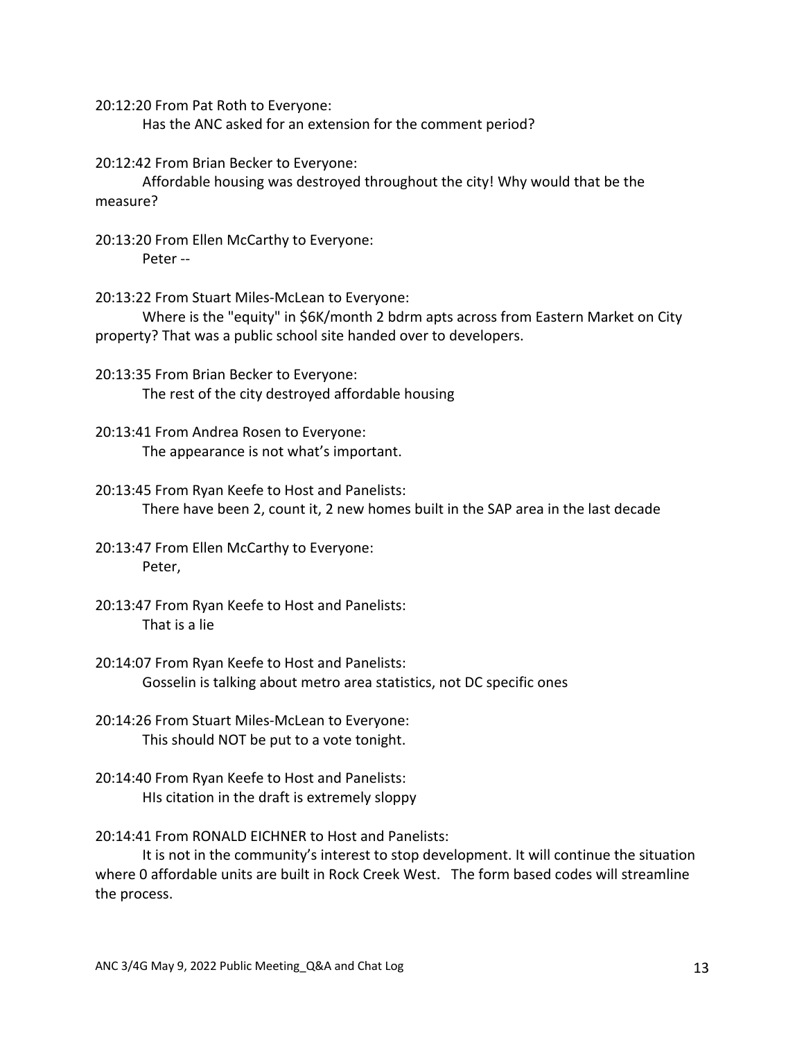20:12:20 From Pat Roth to Everyone:

Has the ANC asked for an extension for the comment period?

20:12:42 From Brian Becker to Everyone:

Affordable housing was destroyed throughout the city! Why would that be the measure?

20:13:20 From Ellen McCarthy to Everyone:

Peter --

20:13:22 From Stuart Miles-McLean to Everyone:

Where is the "equity" in $6K/month 2 bdrm apts across from Eastern Market on City property? That was a public school site handed over to developers.

20:13:35 From Brian Becker to Everyone:

The rest of the city destroyed affordable housing

20:13:41 From Andrea Rosen to Everyone:

The appearance is not what's important.

20:13:45 From Ryan Keefe to Host and Panelists:

There have been 2, count it, 2 new homes built in the SAP area in the last decade

20:13:47 From Ellen McCarthy to Everyone:

Peter,

20:13:47 From Ryan Keefe to Host and Panelists:

That is a lie

20:14:07 From Ryan Keefe to Host and Panelists:

Gosselin is talking about metro area statistics, not DC specific ones

20:14:26 From Stuart Miles-McLean to Everyone:

This should NOT be put to a vote tonight.

20:14:40 From Ryan Keefe to Host and Panelists:

HIs citation in the draft is extremely sloppy

20:14:41 From RONALD EICHNER to Host and Panelists:

It is not in the community's interest to stop development. It will continue the situation where 0 affordable units are built in Rock Creek West. The form based codes will streamline the process.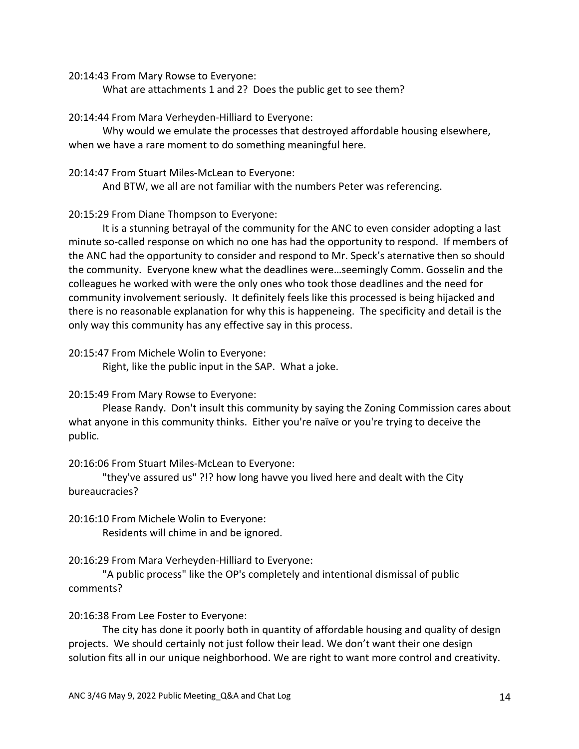20:14:43 From Mary Rowse to Everyone:

What are attachments 1 and 2? Does the public get to see them?

20:14:44 From Mara Verheyden-Hilliard to Everyone:

Why would we emulate the processes that destroyed affordable housing elsewhere, when we have a rare moment to do something meaningful here.

20:14:47 From Stuart Miles-McLean to Everyone:

And BTW, we all are not familiar with the numbers Peter was referencing.

20:15:29 From Diane Thompson to Everyone:

It is a stunning betrayal of the community for the ANC to even consider adopting a last minute so-called response on which no one has had the opportunity to respond. If members of the ANC had the opportunity to consider and respond to Mr. Speck's aternative then so should the community. Everyone knew what the deadlines were…seemingly Comm. Gosselin and the colleagues he worked with were the only ones who took those deadlines and the need for community involvement seriously. It definitely feels like this processed is being hijacked and there is no reasonable explanation for why this is happeneing. The specificity and detail is the only way this community has any effective say in this process.

20:15:47 From Michele Wolin to Everyone:

Right, like the public input in the SAP. What a joke.

20:15:49 From Mary Rowse to Everyone:

Please Randy. Don't insult this community by saying the Zoning Commission cares about what anyone in this community thinks. Either you're naïve or you're trying to deceive the public.

20:16:06 From Stuart Miles-McLean to Everyone:

"they've assured us" ?!? how long havve you lived here and dealt with the City bureaucracies?

20:16:10 From Michele Wolin to Everyone:

Residents will chime in and be ignored.

20:16:29 From Mara Verheyden-Hilliard to Everyone:

"A public process" like the OP's completely and intentional dismissal of public comments?

20:16:38 From Lee Foster to Everyone:

The city has done it poorly both in quantity of affordable housing and quality of design projects. We should certainly not just follow their lead. We don't want their one design solution fits all in our unique neighborhood. We are right to want more control and creativity.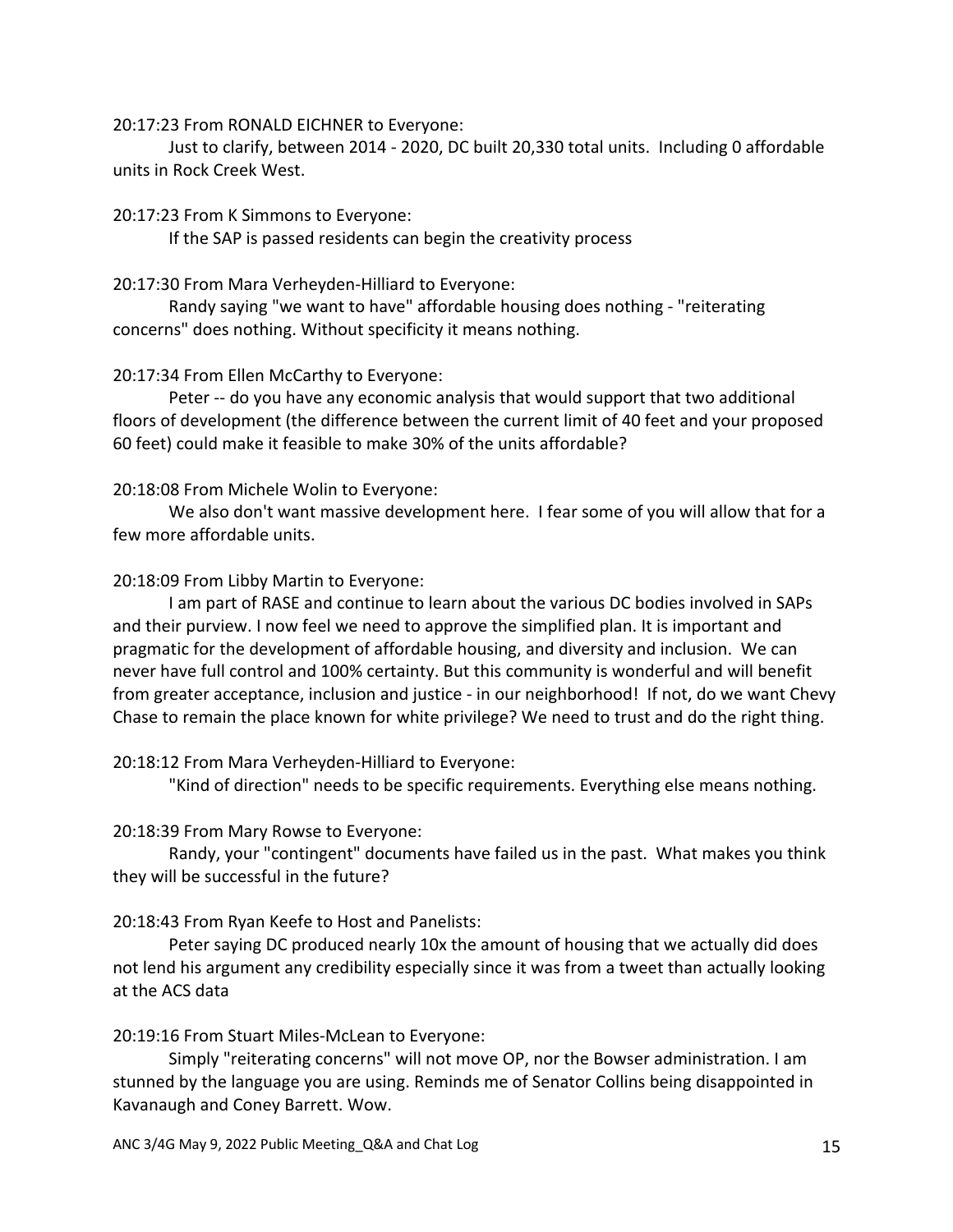20:17:23 From RONALD EICHNER to Everyone:

Just to clarify, between 2014 - 2020, DC built 20,330 total units. Including 0 affordable units in Rock Creek West.

20:17:23 From K Simmons to Everyone:

If the SAP is passed residents can begin the creativity process

20:17:30 From Mara Verheyden-Hilliard to Everyone:

Randy saying "we want to have" affordable housing does nothing - "reiterating concerns" does nothing. Without specificity it means nothing.

20:17:34 From Ellen McCarthy to Everyone:

Peter -- do you have any economic analysis that would support that two additional floors of development (the difference between the current limit of 40 feet and your proposed 60 feet) could make it feasible to make 30% of the units affordable?

20:18:08 From Michele Wolin to Everyone:

We also don't want massive development here. I fear some of you will allow that for a few more affordable units.

20:18:09 From Libby Martin to Everyone:

I am part of RASE and continue to learn about the various DC bodies involved in SAPs and their purview. I now feel we need to approve the simplified plan. It is important and pragmatic for the development of affordable housing, and diversity and inclusion. We can never have full control and 100% certainty. But this community is wonderful and will benefit from greater acceptance, inclusion and justice - in our neighborhood! If not, do we want Chevy Chase to remain the place known for white privilege? We need to trust and do the right thing.

20:18:12 From Mara Verheyden-Hilliard to Everyone:

"Kind of direction" needs to be specific requirements. Everything else means nothing.

20:18:39 From Mary Rowse to Everyone:

Randy, your "contingent" documents have failed us in the past. What makes you think they will be successful in the future?

20:18:43 From Ryan Keefe to Host and Panelists:

Peter saying DC produced nearly 10x the amount of housing that we actually did does not lend his argument any credibility especially since it was from a tweet than actually looking at the ACS data

20:19:16 From Stuart Miles-McLean to Everyone:

Simply "reiterating concerns" will not move OP, nor the Bowser administration. I am stunned by the language you are using. Reminds me of Senator Collins being disappointed in Kavanaugh and Coney Barrett. Wow.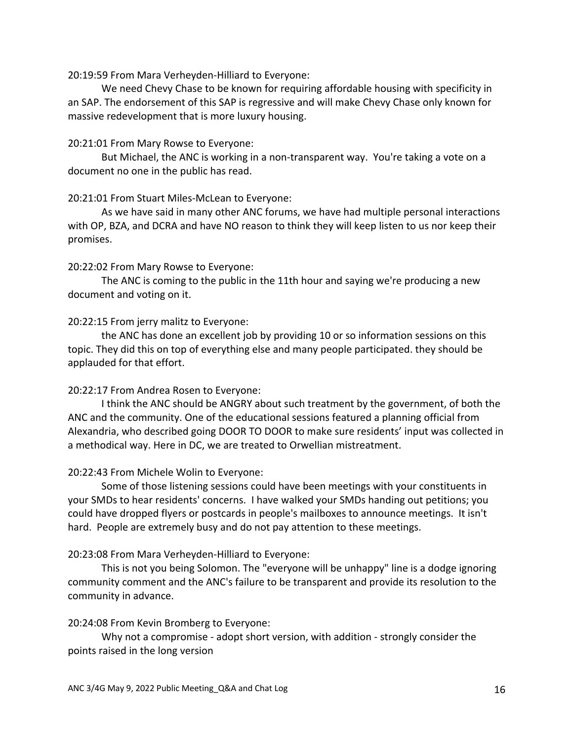20:19:59 From Mara Verheyden-Hilliard to Everyone:

We need Chevy Chase to be known for requiring affordable housing with specificity in an SAP. The endorsement of this SAP is regressive and will make Chevy Chase only known for massive redevelopment that is more luxury housing.

20:21:01 From Mary Rowse to Everyone:

But Michael, the ANC is working in a non-transparent way. You're taking a vote on a document no one in the public has read.

20:21:01 From Stuart Miles-McLean to Everyone:

As we have said in many other ANC forums, we have had multiple personal interactions with OP, BZA, and DCRA and have NO reason to think they will keep listen to us nor keep their promises.

20:22:02 From Mary Rowse to Everyone:

The ANC is coming to the public in the 11th hour and saying we're producing a new document and voting on it.

20:22:15 From jerry malitz to Everyone:

the ANC has done an excellent job by providing 10 or so information sessions on this topic. They did this on top of everything else and many people participated. they should be applauded for that effort.

20:22:17 From Andrea Rosen to Everyone:

I think the ANC should be ANGRY about such treatment by the government, of both the ANC and the community. One of the educational sessions featured a planning official from Alexandria, who described going DOOR TO DOOR to make sure residents' input was collected in a methodical way. Here in DC, we are treated to Orwellian mistreatment.

20:22:43 From Michele Wolin to Everyone:

Some of those listening sessions could have been meetings with your constituents in your SMDs to hear residents' concerns. I have walked your SMDs handing out petitions; you could have dropped flyers or postcards in people's mailboxes to announce meetings. It isn't hard. People are extremely busy and do not pay attention to these meetings.

20:23:08 From Mara Verheyden-Hilliard to Everyone:

This is not you being Solomon. The "everyone will be unhappy" line is a dodge ignoring community comment and the ANC's failure to be transparent and provide its resolution to the community in advance.

20:24:08 From Kevin Bromberg to Everyone:

Why not a compromise - adopt short version, with addition - strongly consider the points raised in the long version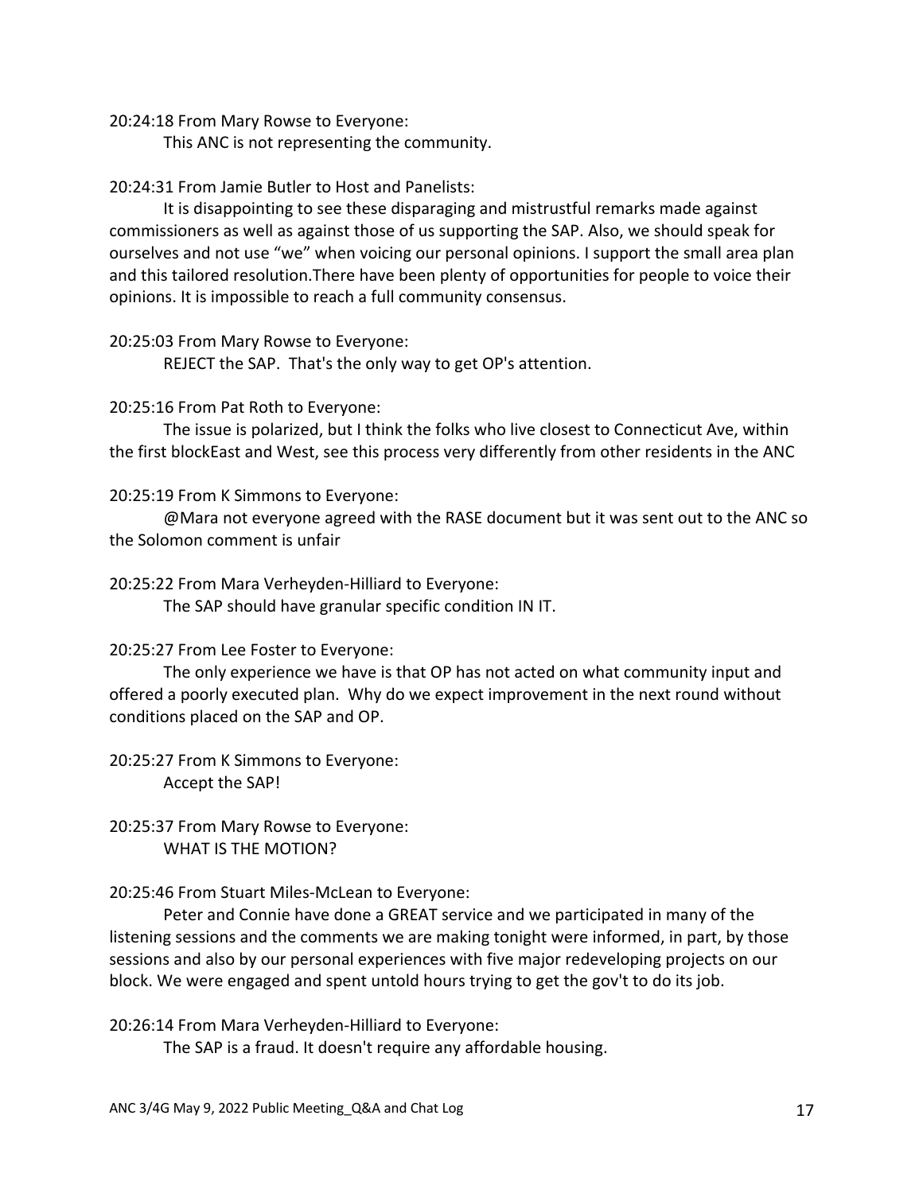20:24:18 From Mary Rowse to Everyone:

This ANC is not representing the community.

20:24:31 From Jamie Butler to Host and Panelists:

It is disappointing to see these disparaging and mistrustful remarks made against commissioners as well as against those of us supporting the SAP. Also, we should speak for ourselves and not use “we” when voicing our personal opinions. I support the small area plan and this tailored resolution.There have been plenty of opportunities for people to voice their opinions. It is impossible to reach a full community consensus.

20:25:03 From Mary Rowse to Everyone:

REJECT the SAP. That's the only way to get OP's attention.

20:25:16 From Pat Roth to Everyone:

The issue is polarized, but I think the folks who live closest to Connecticut Ave, within the first blockEast and West, see this process very differently from other residents in the ANC

20:25:19 From K Simmons to Everyone:

@Mara not everyone agreed with the RASE document but it was sent out to the ANC so the Solomon comment is unfair

20:25:22 From Mara Verheyden-Hilliard to Everyone:

The SAP should have granular specific condition IN IT.

20:25:27 From Lee Foster to Everyone:

The only experience we have is that OP has not acted on what community input and offered a poorly executed plan. Why do we expect improvement in the next round without conditions placed on the SAP and OP.

20:25:27 From K Simmons to Everyone:

Accept the SAP!

20:25:37 From Mary Rowse to Everyone:

WHAT IS THE MOTION?

20:25:46 From Stuart Miles-McLean to Everyone:

Peter and Connie have done a GREAT service and we participated in many of the listening sessions and the comments we are making tonight were informed, in part, by those sessions and also by our personal experiences with five major redeveloping projects on our block. We were engaged and spent untold hours trying to get the gov't to do its job.

20:26:14 From Mara Verheyden-Hilliard to Everyone:

The SAP is a fraud. It doesn't require any affordable housing.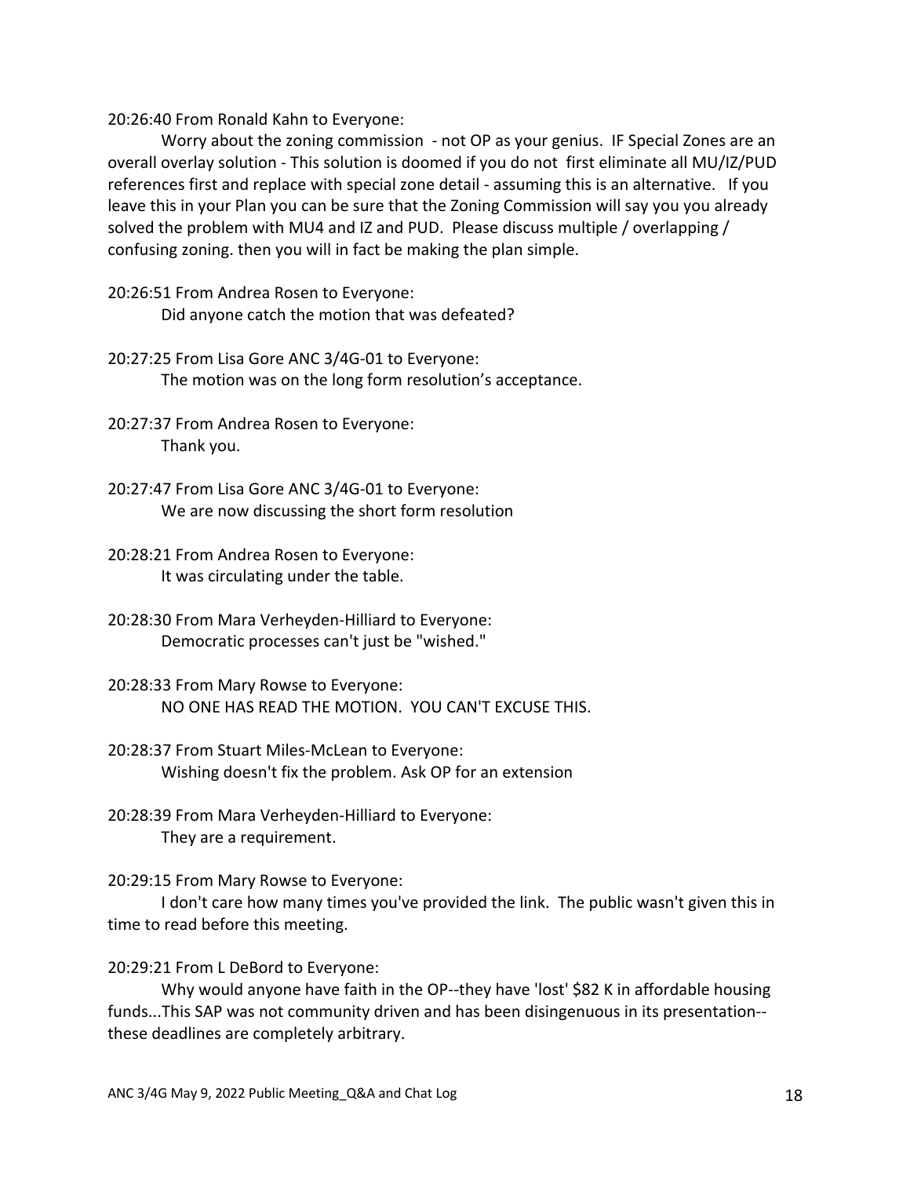20:26:40 From Ronald Kahn to Everyone:

Worry about the zoning commission - not OP as your genius. IF Special Zones are an overall overlay solution - This solution is doomed if you do not first eliminate all MU/IZ/PUD references first and replace with special zone detail - assuming this is an alternative. If you leave this in your Plan you can be sure that the Zoning Commission will say you you already solved the problem with MU4 and IZ and PUD. Please discuss multiple / overlapping / confusing zoning. then you will in fact be making the plan simple.

20:26:51 From Andrea Rosen to Everyone:

Did anyone catch the motion that was defeated?

20:27:25 From Lisa Gore ANC 3/4G-01 to Everyone:

The motion was on the long form resolution's acceptance.

20:27:37 From Andrea Rosen to Everyone:

Thank you.

20:27:47 From Lisa Gore ANC 3/4G-01 to Everyone:

We are now discussing the short form resolution

20:28:21 From Andrea Rosen to Everyone:

It was circulating under the table.

20:28:30 From Mara Verheyden-Hilliard to Everyone:

Democratic processes can't just be "wished."

20:28:33 From Mary Rowse to Everyone:

NO ONE HAS READ THE MOTION. YOU CAN'T EXCUSE THIS.

20:28:37 From Stuart Miles-McLean to Everyone:

Wishing doesn't fix the problem. Ask OP for an extension

20:28:39 From Mara Verheyden-Hilliard to Everyone:

They are a requirement.

20:29:15 From Mary Rowse to Everyone:

I don't care how many times you've provided the link. The public wasn't given this in time to read before this meeting.

20:29:21 From L DeBord to Everyone:

Why would anyone have faith in the OP--they have 'lost' $82 K in affordable housing funds...This SAP was not community driven and has been disingenuous in its presentation--these deadlines are completely arbitrary.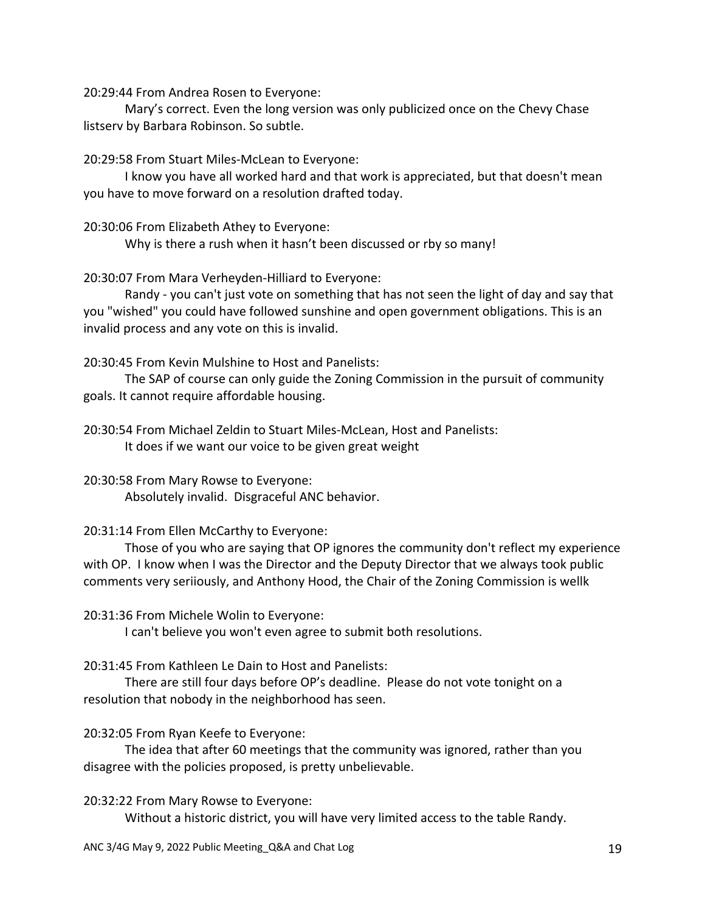20:29:44 From Andrea Rosen to Everyone:

Mary's correct. Even the long version was only publicized once on the Chevy Chase listserv by Barbara Robinson. So subtle.

20:29:58 From Stuart Miles-McLean to Everyone:

I know you have all worked hard and that work is appreciated, but that doesn't mean you have to move forward on a resolution drafted today.

20:30:06 From Elizabeth Athey to Everyone:

Why is there a rush when it hasn't been discussed or rby so many!

20:30:07 From Mara Verheyden-Hilliard to Everyone:

Randy - you can't just vote on something that has not seen the light of day and say that you "wished" you could have followed sunshine and open government obligations. This is an invalid process and any vote on this is invalid.

20:30:45 From Kevin Mulshine to Host and Panelists:

The SAP of course can only guide the Zoning Commission in the pursuit of community goals. It cannot require affordable housing.

20:30:54 From Michael Zeldin to Stuart Miles-McLean, Host and Panelists:

It does if we want our voice to be given great weight

20:30:58 From Mary Rowse to Everyone:

Absolutely invalid. Disgraceful ANC behavior.

20:31:14 From Ellen McCarthy to Everyone:

Those of you who are saying that OP ignores the community don't reflect my experience with OP. I know when I was the Director and the Deputy Director that we always took public comments very seriiously, and Anthony Hood, the Chair of the Zoning Commission is wellk

20:31:36 From Michele Wolin to Everyone:

I can't believe you won't even agree to submit both resolutions.

20:31:45 From Kathleen Le Dain to Host and Panelists:

There are still four days before OP's deadline. Please do not vote tonight on a resolution that nobody in the neighborhood has seen.

20:32:05 From Ryan Keefe to Everyone:

The idea that after 60 meetings that the community was ignored, rather than you disagree with the policies proposed, is pretty unbelievable.

20:32:22 From Mary Rowse to Everyone:

Without a historic district, you will have very limited access to the table Randy.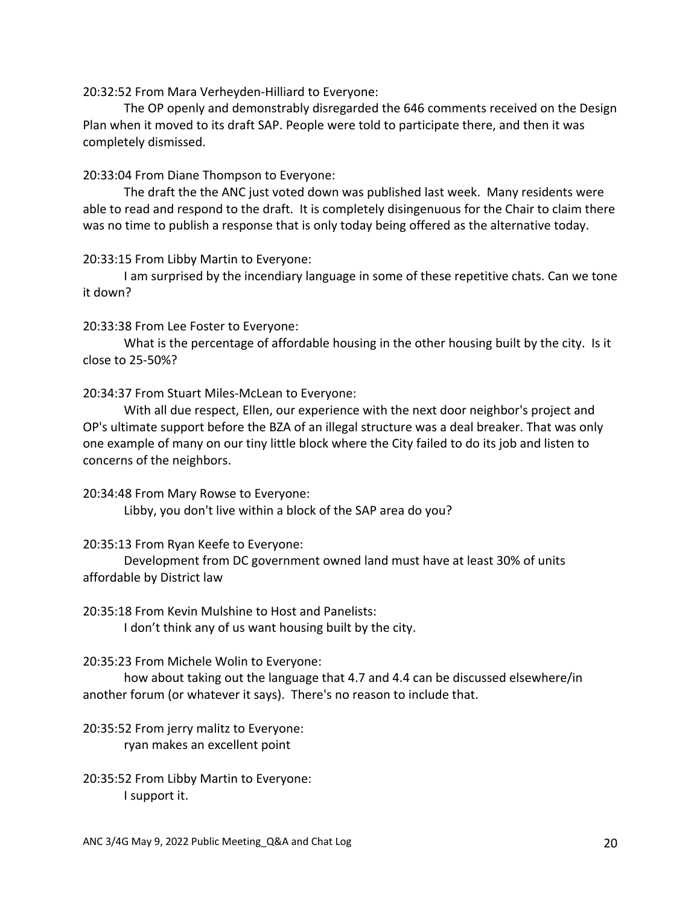20:32:52 From Mara Verheyden-Hilliard to Everyone:

The OP openly and demonstrably disregarded the 646 comments received on the Design Plan when it moved to its draft SAP. People were told to participate there, and then it was completely dismissed.

20:33:04 From Diane Thompson to Everyone:

The draft the the ANC just voted down was published last week. Many residents were able to read and respond to the draft. It is completely disingenuous for the Chair to claim there was no time to publish a response that is only today being offered as the alternative today.

20:33:15 From Libby Martin to Everyone:

I am surprised by the incendiary language in some of these repetitive chats. Can we tone it down?

20:33:38 From Lee Foster to Everyone:

What is the percentage of affordable housing in the other housing built by the city. Is it close to 25-50%?

20:34:37 From Stuart Miles-McLean to Everyone:

With all due respect, Ellen, our experience with the next door neighbor's project and OP's ultimate support before the BZA of an illegal structure was a deal breaker. That was only one example of many on our tiny little block where the City failed to do its job and listen to concerns of the neighbors.

20:34:48 From Mary Rowse to Everyone:

Libby, you don't live within a block of the SAP area do you?

20:35:13 From Ryan Keefe to Everyone:

Development from DC government owned land must have at least 30% of units affordable by District law

20:35:18 From Kevin Mulshine to Host and Panelists:

I don't think any of us want housing built by the city.

20:35:23 From Michele Wolin to Everyone:

how about taking out the language that 4.7 and 4.4 can be discussed elsewhere/in another forum (or whatever it says). There's no reason to include that.

20:35:52 From jerry malitz to Everyone:

ryan makes an excellent point

20:35:52 From Libby Martin to Everyone:

I support it.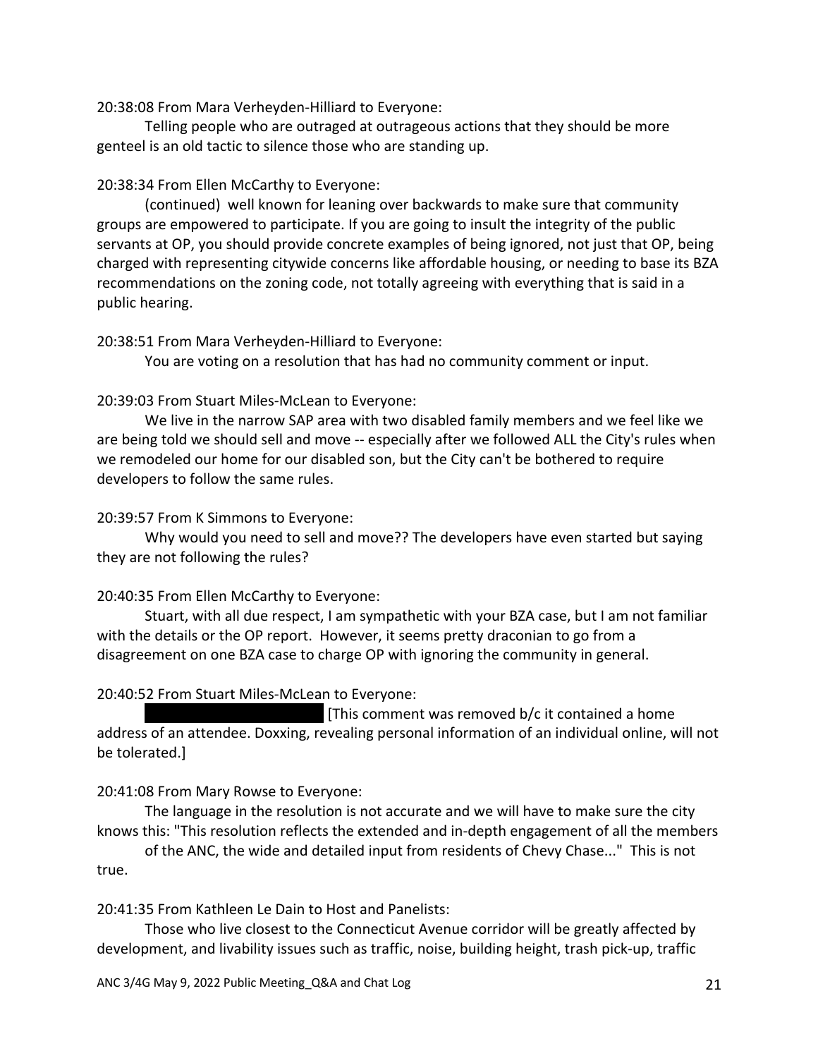20:38:08 From Mara Verheyden-Hilliard to Everyone:

Telling people who are outraged at outrageous actions that they should be more genteel is an old tactic to silence those who are standing up.

20:38:34 From Ellen McCarthy to Everyone:

(continued) well known for leaning over backwards to make sure that community groups are empowered to participate. If you are going to insult the integrity of the public servants at OP, you should provide concrete examples of being ignored, not just that OP, being charged with representing citywide concerns like affordable housing, or needing to base its BZA recommendations on the zoning code, not totally agreeing with everything that is said in a public hearing.

20:38:51 From Mara Verheyden-Hilliard to Everyone:

You are voting on a resolution that has had no community comment or input.

20:39:03 From Stuart Miles-McLean to Everyone:

We live in the narrow SAP area with two disabled family members and we feel like we are being told we should sell and move -- especially after we followed ALL the City's rules when we remodeled our home for our disabled son, but the City can't be bothered to require developers to follow the same rules.

20:39:57 From K Simmons to Everyone:

Why would you need to sell and move?? The developers have even started but saying they are not following the rules?

20:40:35 From Ellen McCarthy to Everyone:

Stuart, with all due respect, I am sympathetic with your BZA case, but I am not familiar with the details or the OP report. However, it seems pretty draconian to go from a disagreement on one BZA case to charge OP with ignoring the community in general.

20:40:52 From Stuart Miles-McLean to Everyone:

[This comment was removed b/c it contained a home address of an attendee. Doxxing, revealing personal information of an individual online, will not be tolerated.]

20:41:08 From Mary Rowse to Everyone:

The language in the resolution is not accurate and we will have to make sure the city knows this: "This resolution reflects the extended and in-depth engagement of all the members of the ANC, the wide and detailed input from residents of Chevy Chase..." This is not true.

20:41:35 From Kathleen Le Dain to Host and Panelists:

Those who live closest to the Connecticut Avenue corridor will be greatly affected by development, and livability issues such as traffic, noise, building height, trash pick-up, traffic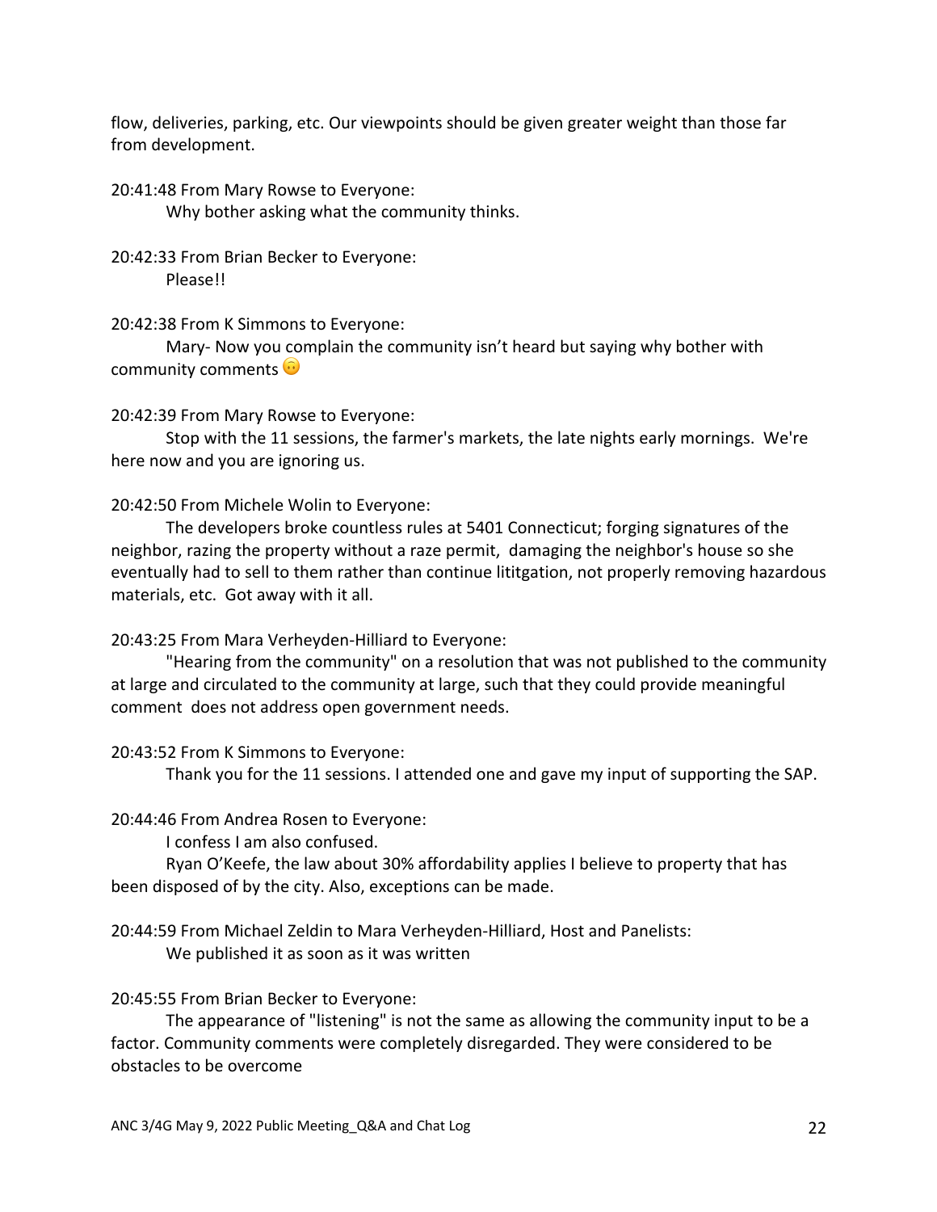flow, deliveries, parking, etc. Our viewpoints should be given greater weight than those far from development.

20:41:48 From Mary Rowse to Everyone:
    Why bother asking what the community thinks.

20:42:33 From Brian Becker to Everyone:
    Please!!

20:42:38 From K Simmons to Everyone:
    Mary- Now you complain the community isn't heard but saying why bother with community comments 🙃

20:42:39 From Mary Rowse to Everyone:
    Stop with the 11 sessions, the farmer's markets, the late nights early mornings. We're here now and you are ignoring us.

20:42:50 From Michele Wolin to Everyone:
    The developers broke countless rules at 5401 Connecticut; forging signatures of the neighbor, razing the property without a raze permit, damaging the neighbor's house so she eventually had to sell to them rather than continue lititgation, not properly removing hazardous materials, etc. Got away with it all.

20:43:25 From Mara Verheyden-Hilliard to Everyone:
    "Hearing from the community" on a resolution that was not published to the community at large and circulated to the community at large, such that they could provide meaningful comment does not address open government needs.

20:43:52 From K Simmons to Everyone:
    Thank you for the 11 sessions. I attended one and gave my input of supporting the SAP.

20:44:46 From Andrea Rosen to Everyone:
    I confess I am also confused.
    Ryan O'Keefe, the law about 30% affordability applies I believe to property that has been disposed of by the city. Also, exceptions can be made.

20:44:59 From Michael Zeldin to Mara Verheyden-Hilliard, Host and Panelists:
    We published it as soon as it was written

20:45:55 From Brian Becker to Everyone:
    The appearance of "listening" is not the same as allowing the community input to be a factor. Community comments were completely disregarded. They were considered to be obstacles to be overcome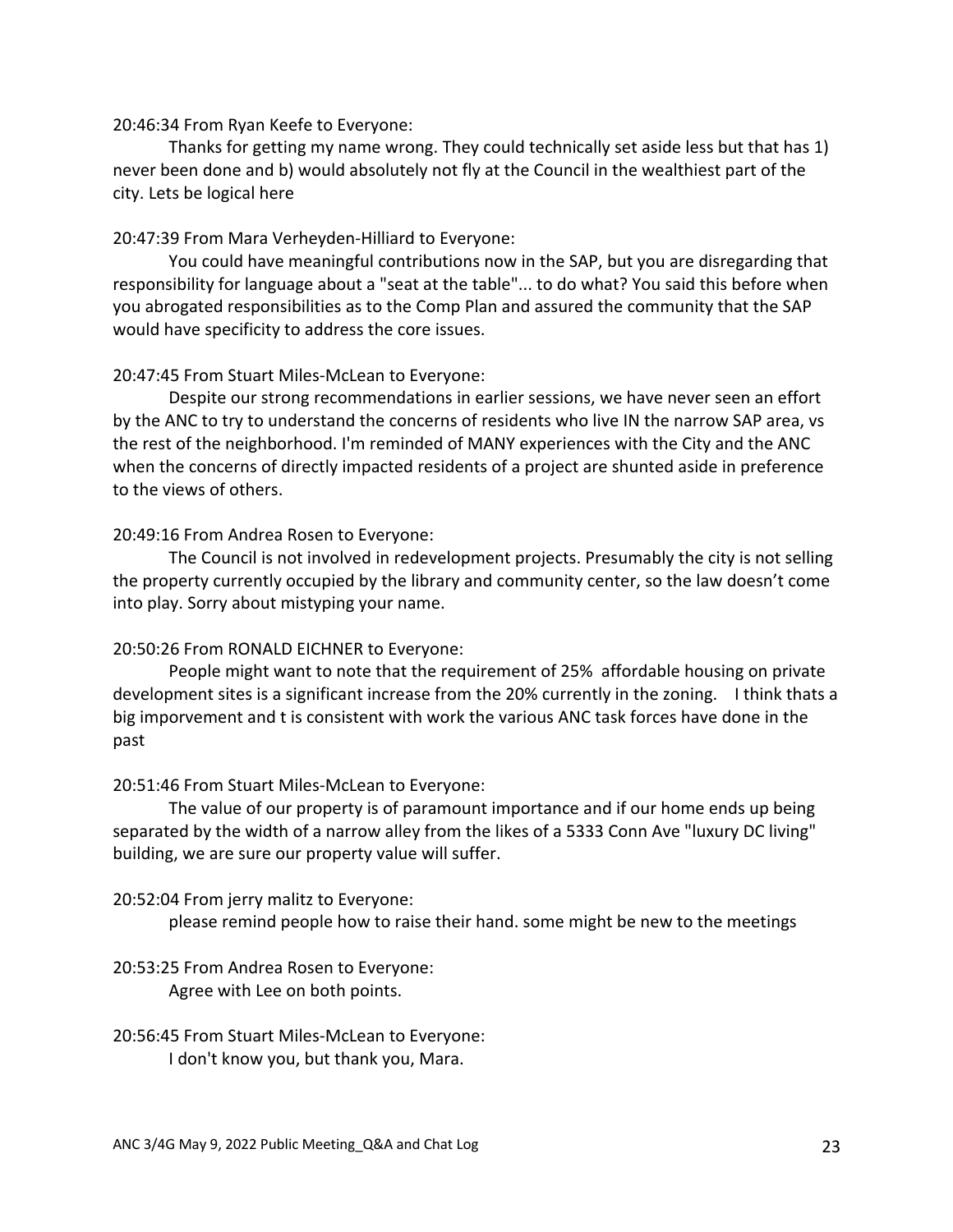20:46:34 From Ryan Keefe to Everyone:

Thanks for getting my name wrong. They could technically set aside less but that has 1) never been done and b) would absolutely not fly at the Council in the wealthiest part of the city. Lets be logical here

20:47:39 From Mara Verheyden-Hilliard to Everyone:

You could have meaningful contributions now in the SAP, but you are disregarding that responsibility for language about a "seat at the table"... to do what? You said this before when you abrogated responsibilities as to the Comp Plan and assured the community that the SAP would have specificity to address the core issues.

20:47:45 From Stuart Miles-McLean to Everyone:

Despite our strong recommendations in earlier sessions, we have never seen an effort by the ANC to try to understand the concerns of residents who live IN the narrow SAP area, vs the rest of the neighborhood. I'm reminded of MANY experiences with the City and the ANC when the concerns of directly impacted residents of a project are shunted aside in preference to the views of others.

20:49:16 From Andrea Rosen to Everyone:

The Council is not involved in redevelopment projects. Presumably the city is not selling the property currently occupied by the library and community center, so the law doesn't come into play. Sorry about mistyping your name.

20:50:26 From RONALD EICHNER to Everyone:

People might want to note that the requirement of 25%  affordable housing on private development sites is a significant increase from the 20% currently in the zoning.    I think thats a big imporvement and t is consistent with work the various ANC task forces have done in the past

20:51:46 From Stuart Miles-McLean to Everyone:

The value of our property is of paramount importance and if our home ends up being separated by the width of a narrow alley from the likes of a 5333 Conn Ave "luxury DC living" building, we are sure our property value will suffer.

20:52:04 From jerry malitz to Everyone:

please remind people how to raise their hand. some might be new to the meetings

20:53:25 From Andrea Rosen to Everyone:

Agree with Lee on both points.

20:56:45 From Stuart Miles-McLean to Everyone:

I don't know you, but thank you, Mara.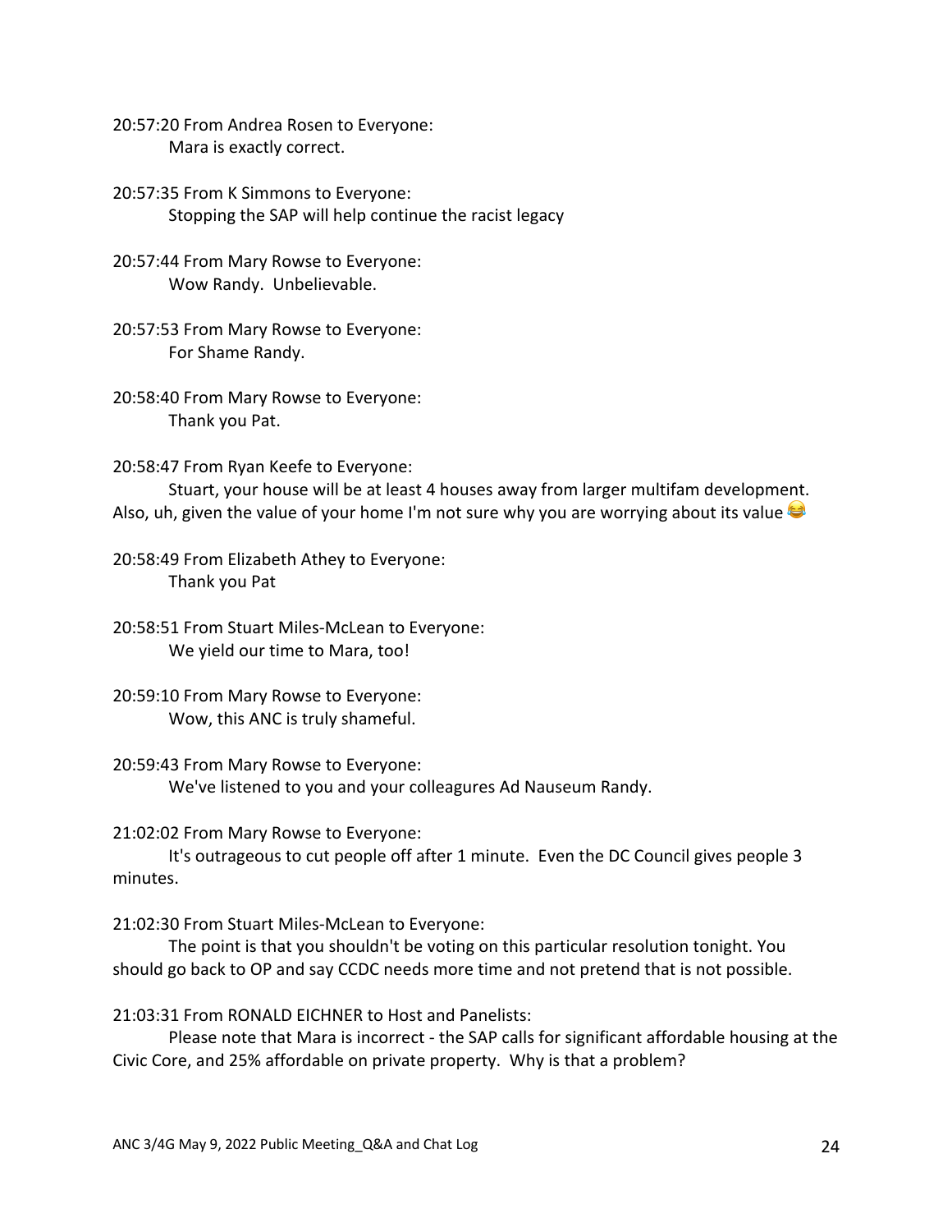20:57:20 From Andrea Rosen to Everyone:
Mara is exactly correct.

20:57:35 From K Simmons to Everyone:
Stopping the SAP will help continue the racist legacy

20:57:44 From Mary Rowse to Everyone:
Wow Randy. Unbelievable.

20:57:53 From Mary Rowse to Everyone:
For Shame Randy.

20:58:40 From Mary Rowse to Everyone:
Thank you Pat.

20:58:47 From Ryan Keefe to Everyone:
Stuart, your house will be at least 4 houses away from larger multifam development. Also, uh, given the value of your home I'm not sure why you are worrying about its value 😂

20:58:49 From Elizabeth Athey to Everyone:
Thank you Pat

20:58:51 From Stuart Miles-McLean to Everyone:
We yield our time to Mara, too!

20:59:10 From Mary Rowse to Everyone:
Wow, this ANC is truly shameful.

20:59:43 From Mary Rowse to Everyone:
We've listened to you and your colleagures Ad Nauseum Randy.

21:02:02 From Mary Rowse to Everyone:
It's outrageous to cut people off after 1 minute. Even the DC Council gives people 3 minutes.

21:02:30 From Stuart Miles-McLean to Everyone:
The point is that you shouldn't be voting on this particular resolution tonight. You should go back to OP and say CCDC needs more time and not pretend that is not possible.

21:03:31 From RONALD EICHNER to Host and Panelists:
Please note that Mara is incorrect - the SAP calls for significant affordable housing at the Civic Core, and 25% affordable on private property. Why is that a problem?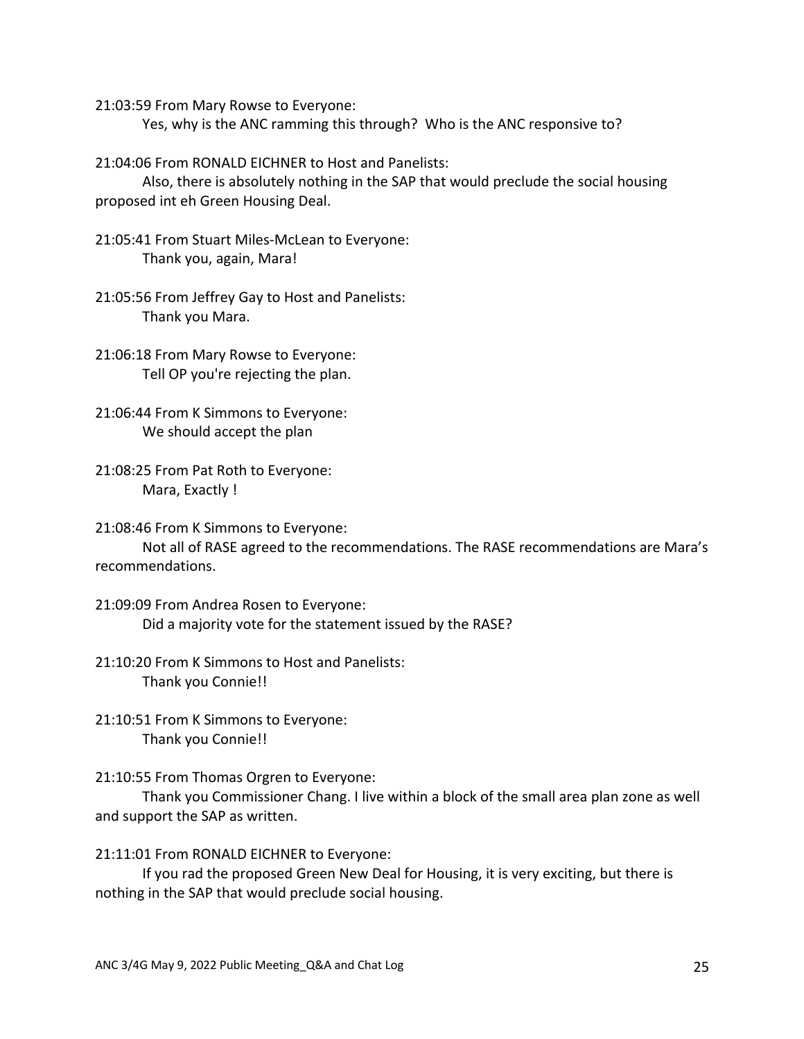21:03:59 From Mary Rowse to Everyone:

Yes, why is the ANC ramming this through? Who is the ANC responsive to?

21:04:06 From RONALD EICHNER to Host and Panelists:

Also, there is absolutely nothing in the SAP that would preclude the social housing proposed int eh Green Housing Deal.

21:05:41 From Stuart Miles-McLean to Everyone:

Thank you, again, Mara!

21:05:56 From Jeffrey Gay to Host and Panelists:

Thank you Mara.

21:06:18 From Mary Rowse to Everyone:

Tell OP you're rejecting the plan.

21:06:44 From K Simmons to Everyone:

We should accept the plan

21:08:25 From Pat Roth to Everyone:

Mara, Exactly !

21:08:46 From K Simmons to Everyone:

Not all of RASE agreed to the recommendations. The RASE recommendations are Mara's recommendations.

21:09:09 From Andrea Rosen to Everyone:

Did a majority vote for the statement issued by the RASE?

21:10:20 From K Simmons to Host and Panelists:

Thank you Connie!!

21:10:51 From K Simmons to Everyone:

Thank you Connie!!

21:10:55 From Thomas Orgren to Everyone:

Thank you Commissioner Chang. I live within a block of the small area plan zone as well and support the SAP as written.

21:11:01 From RONALD EICHNER to Everyone:

If you rad the proposed Green New Deal for Housing, it is very exciting, but there is nothing in the SAP that would preclude social housing.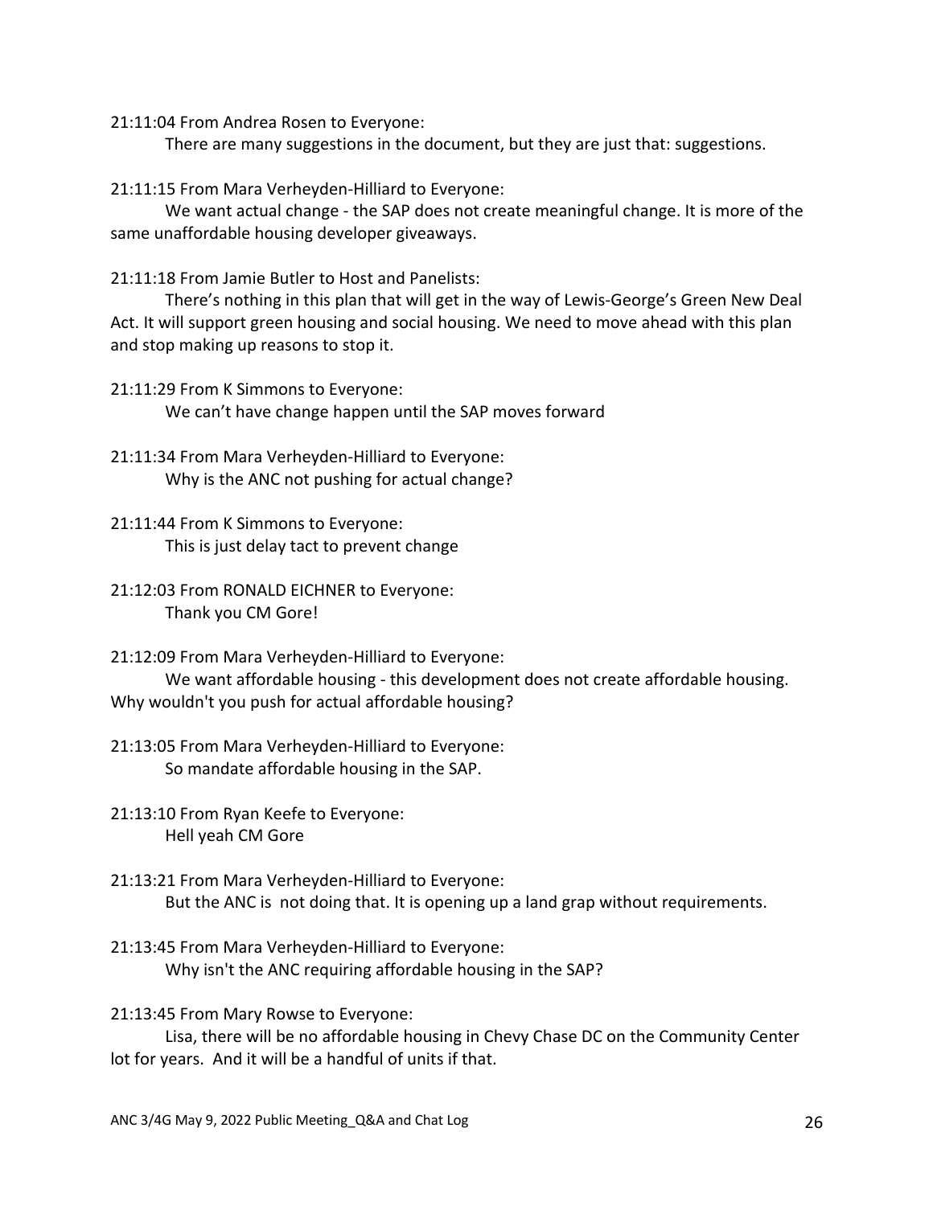21:11:04 From Andrea Rosen to Everyone:

There are many suggestions in the document, but they are just that: suggestions.

21:11:15 From Mara Verheyden-Hilliard to Everyone:

We want actual change - the SAP does not create meaningful change. It is more of the same unaffordable housing developer giveaways.

21:11:18 From Jamie Butler to Host and Panelists:

There's nothing in this plan that will get in the way of Lewis-George's Green New Deal Act. It will support green housing and social housing. We need to move ahead with this plan and stop making up reasons to stop it.

21:11:29 From K Simmons to Everyone:

We can't have change happen until the SAP moves forward

21:11:34 From Mara Verheyden-Hilliard to Everyone:

Why is the ANC not pushing for actual change?

21:11:44 From K Simmons to Everyone:

This is just delay tact to prevent change

21:12:03 From RONALD EICHNER to Everyone:

Thank you CM Gore!

21:12:09 From Mara Verheyden-Hilliard to Everyone:

We want affordable housing - this development does not create affordable housing. Why wouldn't you push for actual affordable housing?

21:13:05 From Mara Verheyden-Hilliard to Everyone:

So mandate affordable housing in the SAP.

21:13:10 From Ryan Keefe to Everyone:

Hell yeah CM Gore

21:13:21 From Mara Verheyden-Hilliard to Everyone:

But the ANC is not doing that. It is opening up a land grap without requirements.

21:13:45 From Mara Verheyden-Hilliard to Everyone:

Why isn't the ANC requiring affordable housing in the SAP?

21:13:45 From Mary Rowse to Everyone:

Lisa, there will be no affordable housing in Chevy Chase DC on the Community Center lot for years. And it will be a handful of units if that.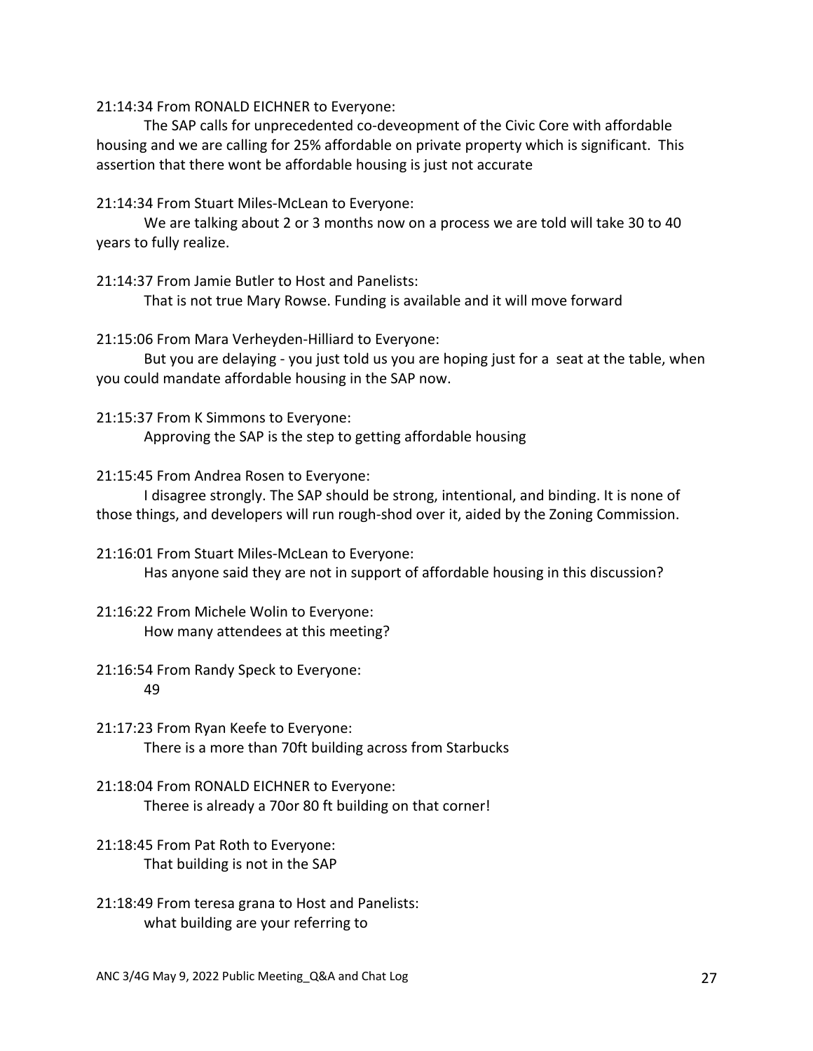21:14:34 From RONALD EICHNER to Everyone:

The SAP calls for unprecedented co-deveopment of the Civic Core with affordable housing and we are calling for 25% affordable on private property which is significant. This assertion that there wont be affordable housing is just not accurate

21:14:34 From Stuart Miles-McLean to Everyone:

We are talking about 2 or 3 months now on a process we are told will take 30 to 40 years to fully realize.

21:14:37 From Jamie Butler to Host and Panelists:

That is not true Mary Rowse. Funding is available and it will move forward

21:15:06 From Mara Verheyden-Hilliard to Everyone:

But you are delaying - you just told us you are hoping just for a seat at the table, when you could mandate affordable housing in the SAP now.

21:15:37 From K Simmons to Everyone:

Approving the SAP is the step to getting affordable housing

21:15:45 From Andrea Rosen to Everyone:

I disagree strongly. The SAP should be strong, intentional, and binding. It is none of those things, and developers will run rough-shod over it, aided by the Zoning Commission.

21:16:01 From Stuart Miles-McLean to Everyone:

Has anyone said they are not in support of affordable housing in this discussion?

21:16:22 From Michele Wolin to Everyone:

How many attendees at this meeting?

21:16:54 From Randy Speck to Everyone:

49

21:17:23 From Ryan Keefe to Everyone:

There is a more than 70ft building across from Starbucks

21:18:04 From RONALD EICHNER to Everyone:

Theree is already a 70or 80 ft building on that corner!

21:18:45 From Pat Roth to Everyone:

That building is not in the SAP

21:18:49 From teresa grana to Host and Panelists:

what building are your referring to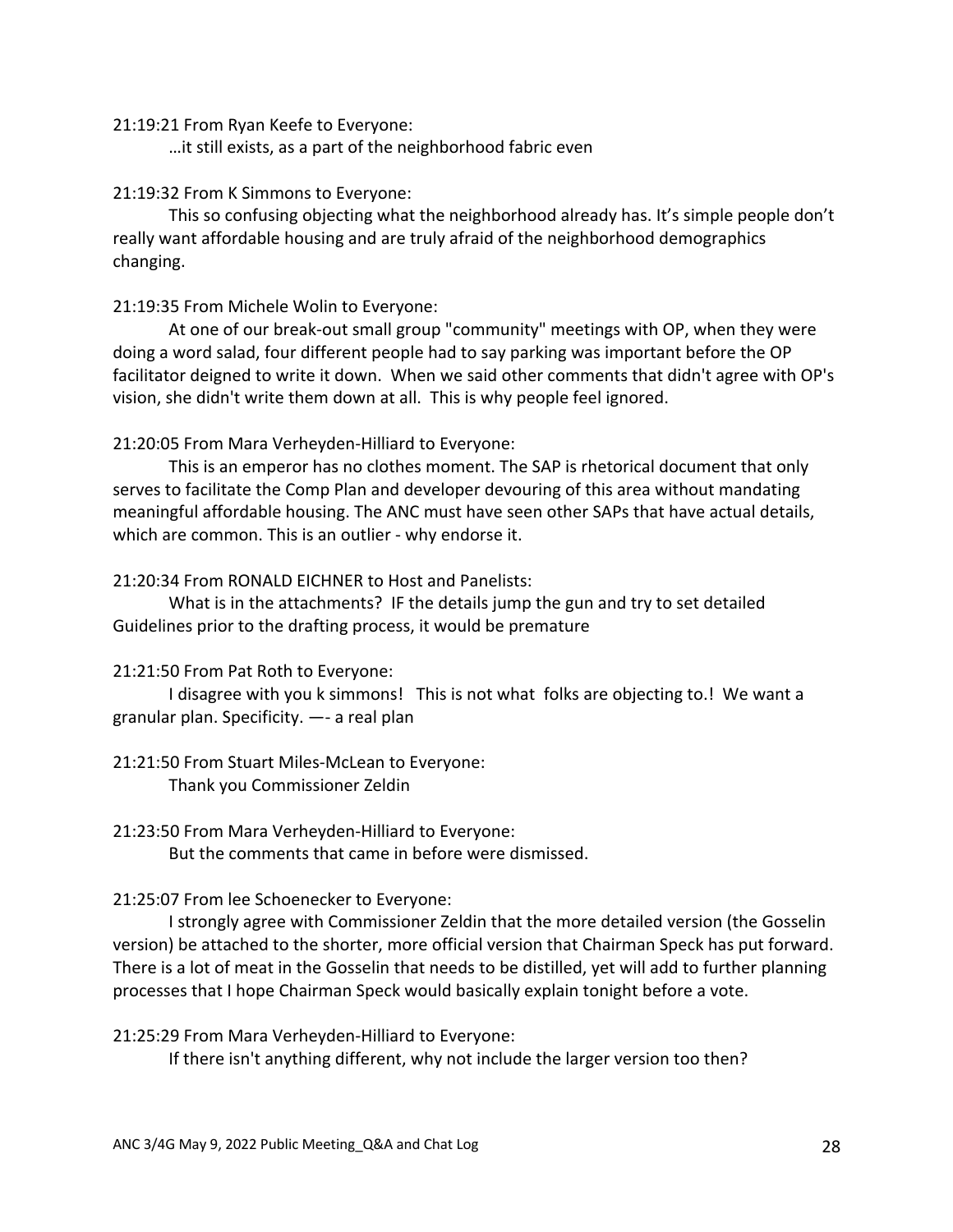21:19:21 From Ryan Keefe to Everyone:

…it still exists, as a part of the neighborhood fabric even

21:19:32 From K Simmons to Everyone:

This so confusing objecting what the neighborhood already has. It's simple people don't really want affordable housing and are truly afraid of the neighborhood demographics changing.

21:19:35 From Michele Wolin to Everyone:

At one of our break-out small group "community" meetings with OP, when they were doing a word salad, four different people had to say parking was important before the OP facilitator deigned to write it down. When we said other comments that didn't agree with OP's vision, she didn't write them down at all. This is why people feel ignored.

21:20:05 From Mara Verheyden-Hilliard to Everyone:

This is an emperor has no clothes moment. The SAP is rhetorical document that only serves to facilitate the Comp Plan and developer devouring of this area without mandating meaningful affordable housing. The ANC must have seen other SAPs that have actual details, which are common. This is an outlier - why endorse it.

21:20:34 From RONALD EICHNER to Host and Panelists:

What is in the attachments? IF the details jump the gun and try to set detailed Guidelines prior to the drafting process, it would be premature

21:21:50 From Pat Roth to Everyone:

I disagree with you k simmons! This is not what folks are objecting to.! We want a granular plan. Specificity. —- a real plan

21:21:50 From Stuart Miles-McLean to Everyone:

Thank you Commissioner Zeldin

21:23:50 From Mara Verheyden-Hilliard to Everyone:

But the comments that came in before were dismissed.

21:25:07 From lee Schoenecker to Everyone:

I strongly agree with Commissioner Zeldin that the more detailed version (the Gosselin version) be attached to the shorter, more official version that Chairman Speck has put forward. There is a lot of meat in the Gosselin that needs to be distilled, yet will add to further planning processes that I hope Chairman Speck would basically explain tonight before a vote.

21:25:29 From Mara Verheyden-Hilliard to Everyone:

If there isn't anything different, why not include the larger version too then?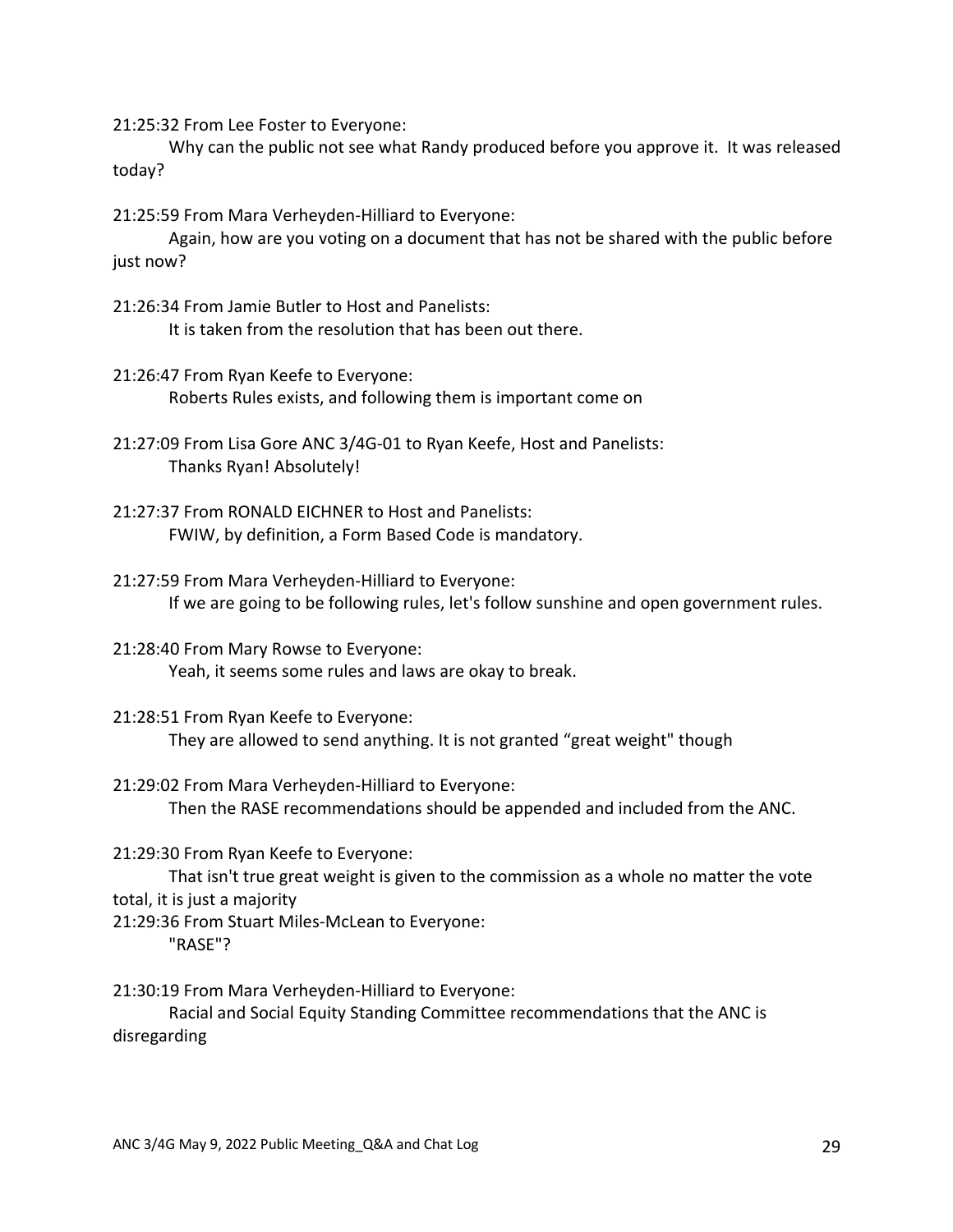21:25:32 From Lee Foster to Everyone:

Why can the public not see what Randy produced before you approve it. It was released today?

21:25:59 From Mara Verheyden-Hilliard to Everyone:

Again, how are you voting on a document that has not be shared with the public before just now?

21:26:34 From Jamie Butler to Host and Panelists:

It is taken from the resolution that has been out there.

21:26:47 From Ryan Keefe to Everyone:

Roberts Rules exists, and following them is important come on

21:27:09 From Lisa Gore ANC 3/4G-01 to Ryan Keefe, Host and Panelists:

Thanks Ryan! Absolutely!

21:27:37 From RONALD EICHNER to Host and Panelists:

FWIW, by definition, a Form Based Code is mandatory.

21:27:59 From Mara Verheyden-Hilliard to Everyone:

If we are going to be following rules, let's follow sunshine and open government rules.

21:28:40 From Mary Rowse to Everyone:

Yeah, it seems some rules and laws are okay to break.

21:28:51 From Ryan Keefe to Everyone:

They are allowed to send anything. It is not granted “great weight" though

21:29:02 From Mara Verheyden-Hilliard to Everyone:

Then the RASE recommendations should be appended and included from the ANC.

21:29:30 From Ryan Keefe to Everyone:

That isn't true great weight is given to the commission as a whole no matter the vote total, it is just a majority

21:29:36 From Stuart Miles-McLean to Everyone:

"RASE"?

21:30:19 From Mara Verheyden-Hilliard to Everyone:

Racial and Social Equity Standing Committee recommendations that the ANC is disregarding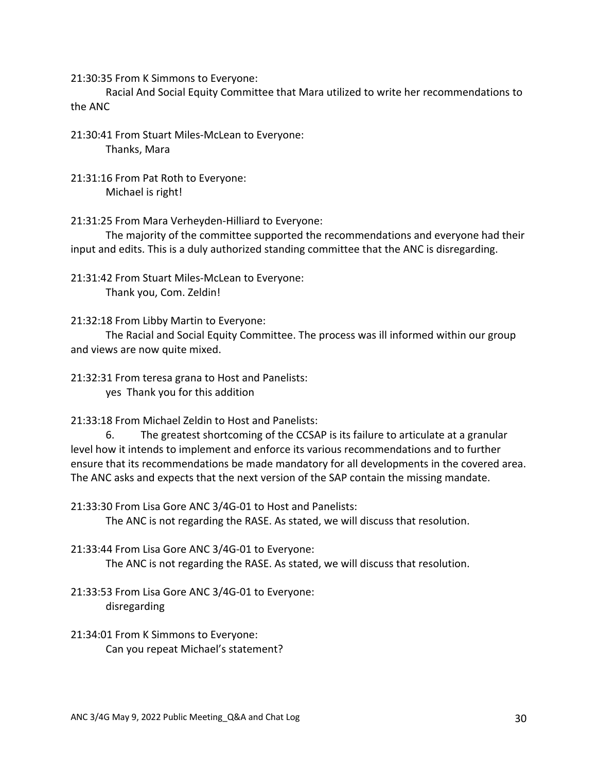21:30:35 From K Simmons to Everyone:

Racial And Social Equity Committee that Mara utilized to write her recommendations to the ANC

21:30:41 From Stuart Miles-McLean to Everyone:

Thanks, Mara

21:31:16 From Pat Roth to Everyone:

Michael is right!

21:31:25 From Mara Verheyden-Hilliard to Everyone:

The majority of the committee supported the recommendations and everyone had their input and edits. This is a duly authorized standing committee that the ANC is disregarding.

21:31:42 From Stuart Miles-McLean to Everyone:

Thank you, Com. Zeldin!

21:32:18 From Libby Martin to Everyone:

The Racial and Social Equity Committee. The process was ill informed within our group and views are now quite mixed.

21:32:31 From teresa grana to Host and Panelists:

yes Thank you for this addition

21:33:18 From Michael Zeldin to Host and Panelists:

6. The greatest shortcoming of the CCSAP is its failure to articulate at a granular level how it intends to implement and enforce its various recommendations and to further ensure that its recommendations be made mandatory for all developments in the covered area. The ANC asks and expects that the next version of the SAP contain the missing mandate.

21:33:30 From Lisa Gore ANC 3/4G-01 to Host and Panelists:

The ANC is not regarding the RASE. As stated, we will discuss that resolution.

21:33:44 From Lisa Gore ANC 3/4G-01 to Everyone:

The ANC is not regarding the RASE. As stated, we will discuss that resolution.

21:33:53 From Lisa Gore ANC 3/4G-01 to Everyone:

disregarding

21:34:01 From K Simmons to Everyone:

Can you repeat Michael's statement?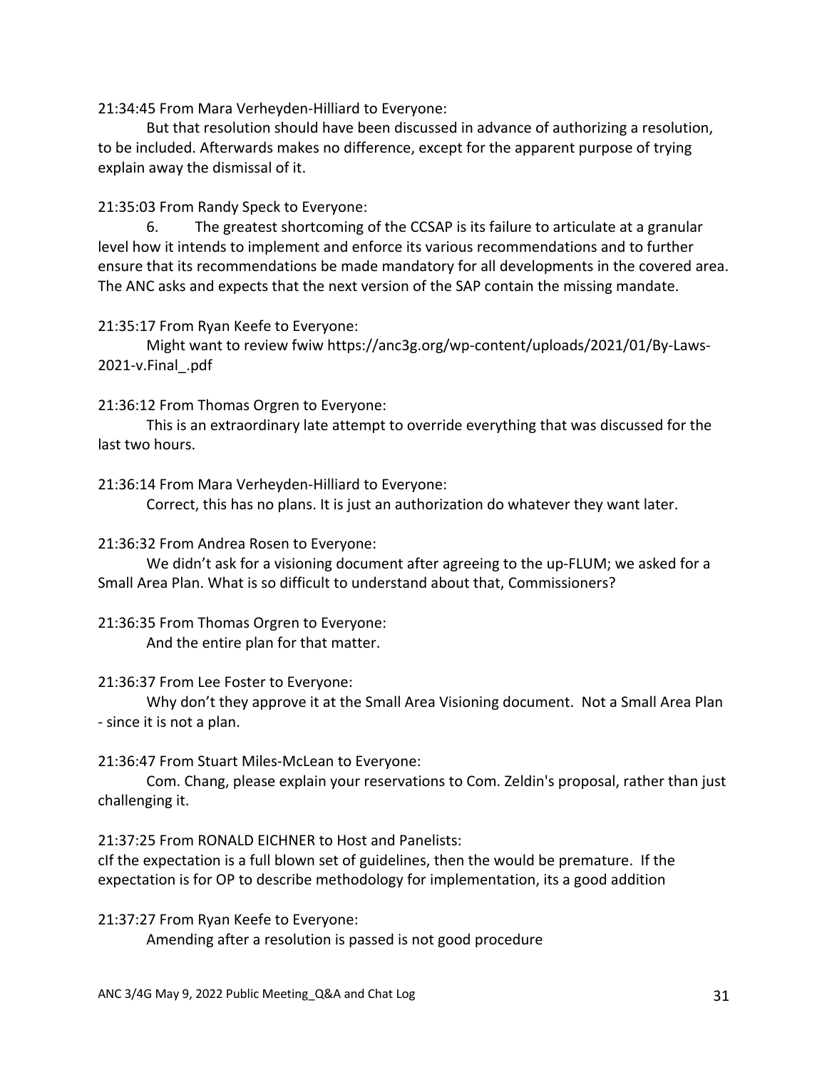21:34:45 From Mara Verheyden-Hilliard to Everyone:

But that resolution should have been discussed in advance of authorizing a resolution, to be included. Afterwards makes no difference, except for the apparent purpose of trying explain away the dismissal of it.

21:35:03 From Randy Speck to Everyone:

6. The greatest shortcoming of the CCSAP is its failure to articulate at a granular level how it intends to implement and enforce its various recommendations and to further ensure that its recommendations be made mandatory for all developments in the covered area. The ANC asks and expects that the next version of the SAP contain the missing mandate.

21:35:17 From Ryan Keefe to Everyone:

Might want to review fwiw https://anc3g.org/wp-content/uploads/2021/01/By-Laws-2021-v.Final_.pdf

21:36:12 From Thomas Orgren to Everyone:

This is an extraordinary late attempt to override everything that was discussed for the last two hours.

21:36:14 From Mara Verheyden-Hilliard to Everyone:

Correct, this has no plans. It is just an authorization do whatever they want later.

21:36:32 From Andrea Rosen to Everyone:

We didn't ask for a visioning document after agreeing to the up-FLUM; we asked for a Small Area Plan. What is so difficult to understand about that, Commissioners?

21:36:35 From Thomas Orgren to Everyone:

And the entire plan for that matter.

21:36:37 From Lee Foster to Everyone:

Why don't they approve it at the Small Area Visioning document. Not a Small Area Plan - since it is not a plan.

21:36:47 From Stuart Miles-McLean to Everyone:

Com. Chang, please explain your reservations to Com. Zeldin's proposal, rather than just challenging it.

21:37:25 From RONALD EICHNER to Host and Panelists:

cIf the expectation is a full blown set of guidelines, then the would be premature. If the expectation is for OP to describe methodology for implementation, its a good addition

21:37:27 From Ryan Keefe to Everyone:

Amending after a resolution is passed is not good procedure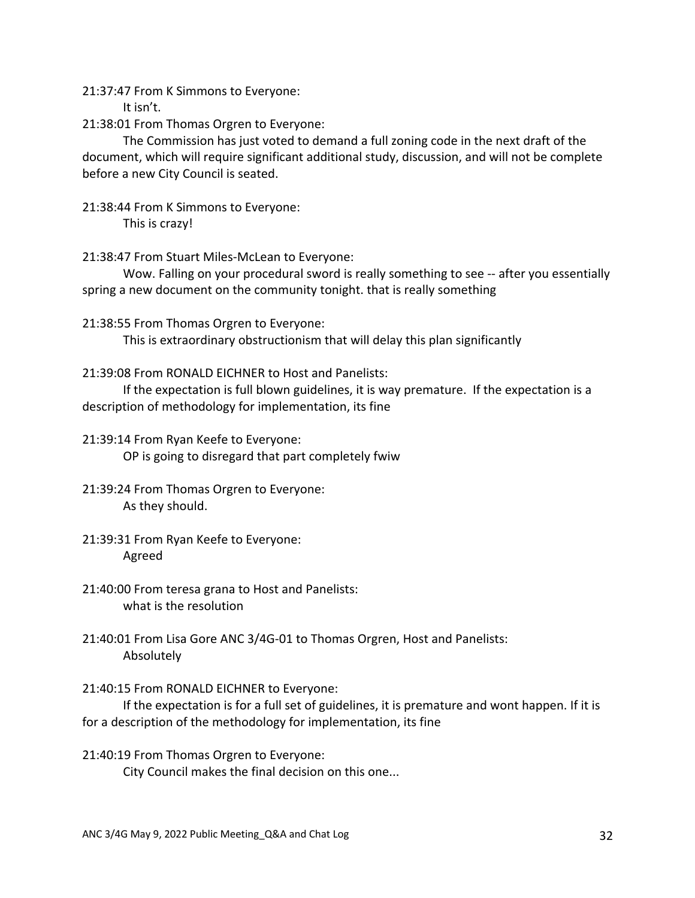21:37:47 From K Simmons to Everyone:

It isn't.

21:38:01 From Thomas Orgren to Everyone:

The Commission has just voted to demand a full zoning code in the next draft of the document, which will require significant additional study, discussion, and will not be complete before a new City Council is seated.

21:38:44 From K Simmons to Everyone:

This is crazy!

21:38:47 From Stuart Miles-McLean to Everyone:

Wow. Falling on your procedural sword is really something to see -- after you essentially spring a new document on the community tonight. that is really something

21:38:55 From Thomas Orgren to Everyone:

This is extraordinary obstructionism that will delay this plan significantly

21:39:08 From RONALD EICHNER to Host and Panelists:

If the expectation is full blown guidelines, it is way premature. If the expectation is a description of methodology for implementation, its fine

21:39:14 From Ryan Keefe to Everyone:

OP is going to disregard that part completely fwiw

21:39:24 From Thomas Orgren to Everyone:

As they should.

21:39:31 From Ryan Keefe to Everyone:

Agreed

21:40:00 From teresa grana to Host and Panelists:

what is the resolution

21:40:01 From Lisa Gore ANC 3/4G-01 to Thomas Orgren, Host and Panelists:

Absolutely

21:40:15 From RONALD EICHNER to Everyone:

If the expectation is for a full set of guidelines, it is premature and wont happen. If it is for a description of the methodology for implementation, its fine

21:40:19 From Thomas Orgren to Everyone:

City Council makes the final decision on this one...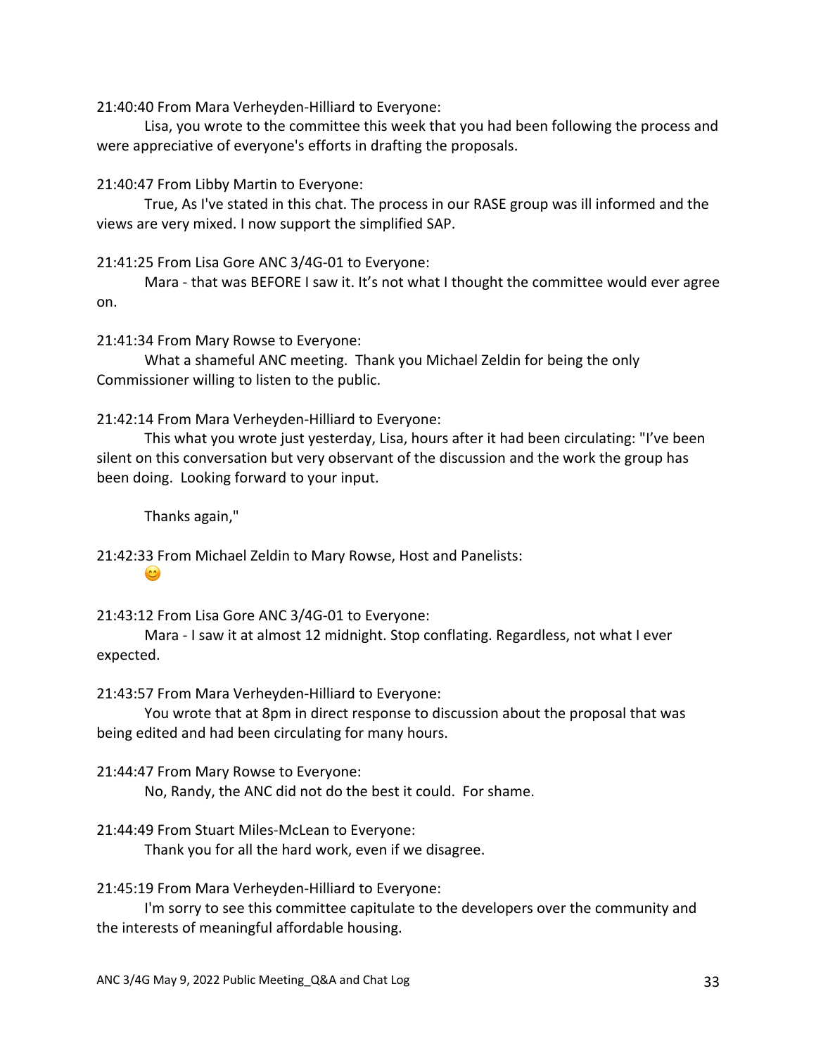21:40:40 From Mara Verheyden-Hilliard to Everyone:

Lisa, you wrote to the committee this week that you had been following the process and were appreciative of everyone's efforts in drafting the proposals.

21:40:47 From Libby Martin to Everyone:

True, As I've stated in this chat. The process in our RASE group was ill informed and the views are very mixed. I now support the simplified SAP.

21:41:25 From Lisa Gore ANC 3/4G-01 to Everyone:

Mara - that was BEFORE I saw it. It's not what I thought the committee would ever agree on.

21:41:34 From Mary Rowse to Everyone:

What a shameful ANC meeting. Thank you Michael Zeldin for being the only Commissioner willing to listen to the public.

21:42:14 From Mara Verheyden-Hilliard to Everyone:

This what you wrote just yesterday, Lisa, hours after it had been circulating: "I've been silent on this conversation but very observant of the discussion and the work the group has been doing. Looking forward to your input.

Thanks again,"

21:42:33 From Michael Zeldin to Mary Rowse, Host and Panelists:

😊

21:43:12 From Lisa Gore ANC 3/4G-01 to Everyone:

Mara - I saw it at almost 12 midnight. Stop conflating. Regardless, not what I ever expected.

21:43:57 From Mara Verheyden-Hilliard to Everyone:

You wrote that at 8pm in direct response to discussion about the proposal that was being edited and had been circulating for many hours.

21:44:47 From Mary Rowse to Everyone:

No, Randy, the ANC did not do the best it could. For shame.

21:44:49 From Stuart Miles-McLean to Everyone:

Thank you for all the hard work, even if we disagree.

21:45:19 From Mara Verheyden-Hilliard to Everyone:

I'm sorry to see this committee capitulate to the developers over the community and the interests of meaningful affordable housing.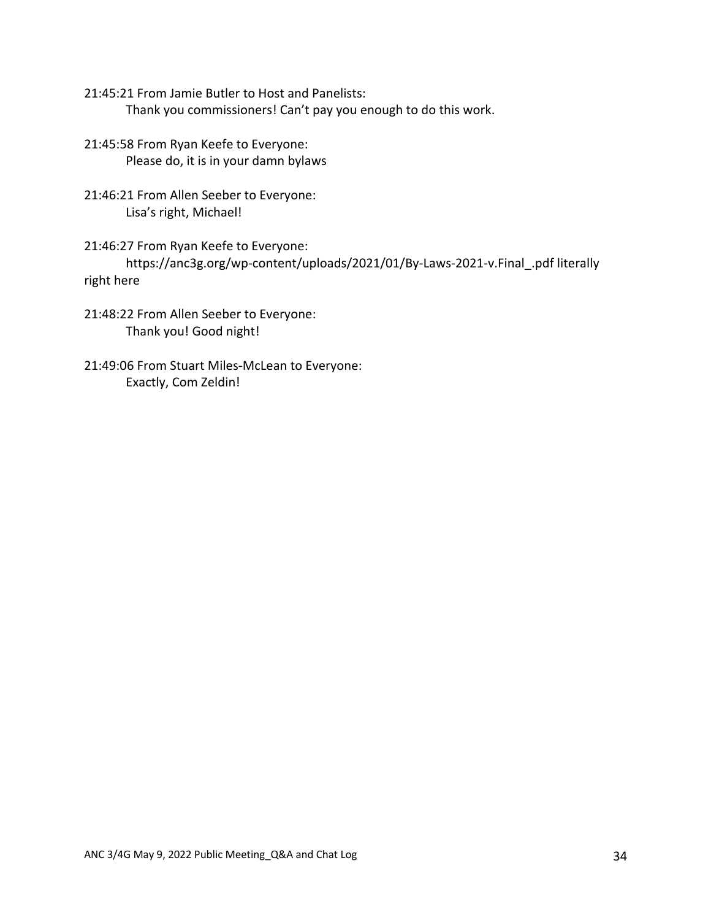21:45:21 From Jamie Butler to Host and Panelists:
Thank you commissioners! Can't pay you enough to do this work.

21:45:58 From Ryan Keefe to Everyone:
Please do, it is in your damn bylaws

21:46:21 From Allen Seeber to Everyone:
Lisa's right, Michael!

21:46:27 From Ryan Keefe to Everyone:
https://anc3g.org/wp-content/uploads/2021/01/By-Laws-2021-v.Final_.pdf literally right here

21:48:22 From Allen Seeber to Everyone:
Thank you! Good night!

21:49:06 From Stuart Miles-McLean to Everyone:
Exactly, Com Zeldin!